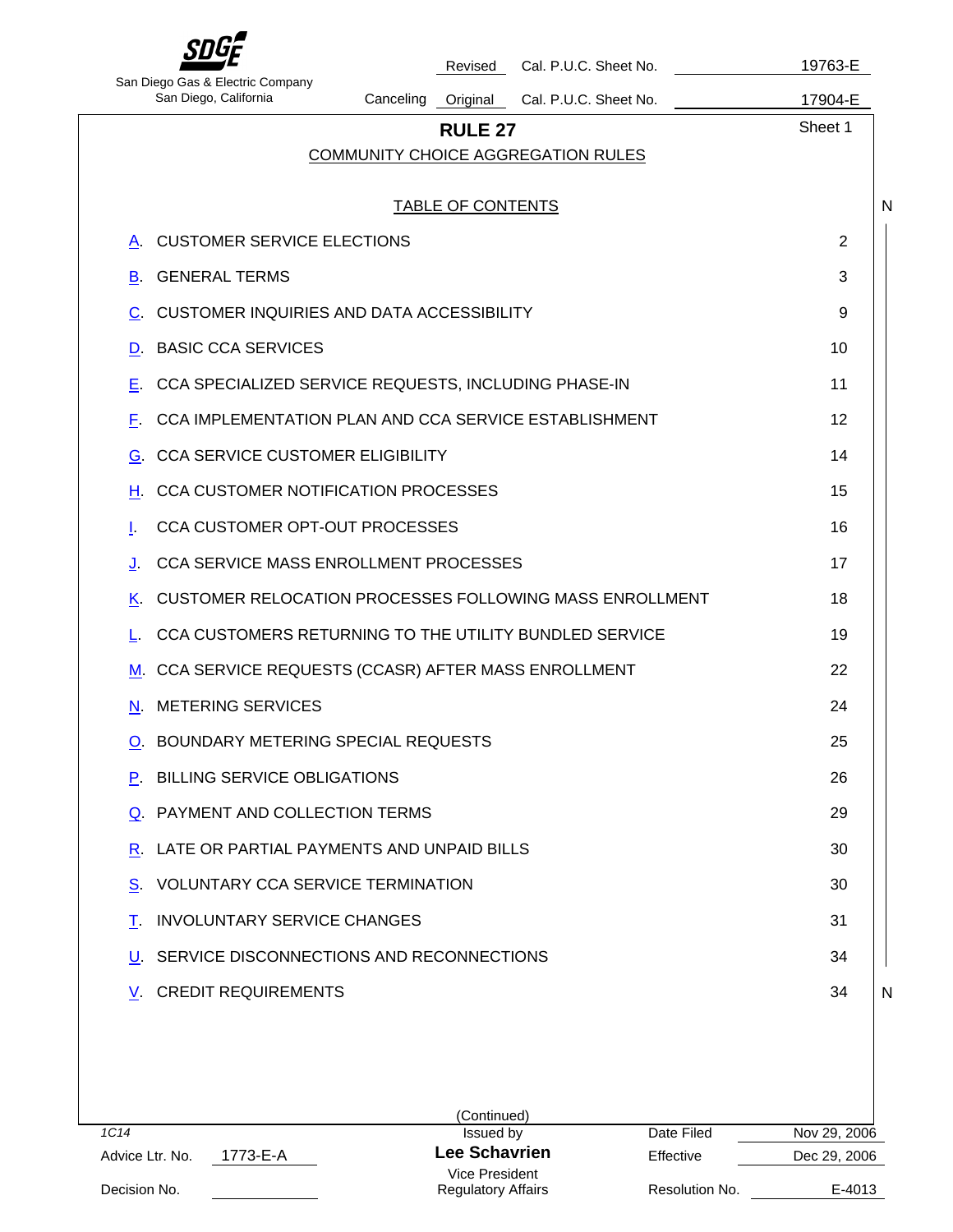San Diego Gas & Electric Company
San Diego, California

Revised Cal. P.U.C. Sheet No. 19763-E
Canceling Original Cal. P.U.C. Sheet No. 17904-E

# RULE 27

Sheet 1

## COMMUNITY CHOICE AGGREGATION RULES

### TABLE OF CONTENTS

| | | |
|---|---|---|
| A. | CUSTOMER SERVICE ELECTIONS | 2 |
| B. | GENERAL TERMS | 3 |
| C. | CUSTOMER INQUIRIES AND DATA ACCESSIBILITY | 9 |
| D. | BASIC CCA SERVICES | 10 |
| E. | CCA SPECIALIZED SERVICE REQUESTS, INCLUDING PHASE-IN | 11 |
| F. | CCA IMPLEMENTATION PLAN AND CCA SERVICE ESTABLISHMENT | 12 |
| G. | CCA SERVICE CUSTOMER ELIGIBILITY | 14 |
| H. | CCA CUSTOMER NOTIFICATION PROCESSES | 15 |
| I. | CCA CUSTOMER OPT-OUT PROCESSES | 16 |
| J. | CCA SERVICE MASS ENROLLMENT PROCESSES | 17 |
| K. | CUSTOMER RELOCATION PROCESSES FOLLOWING MASS ENROLLMENT | 18 |
| L. | CCA CUSTOMERS RETURNING TO THE UTILITY BUNDLED SERVICE | 19 |
| M. | CCA SERVICE REQUESTS (CCASR) AFTER MASS ENROLLMENT | 22 |
| N. | METERING SERVICES | 24 |
| O. | BOUNDARY METERING SPECIAL REQUESTS | 25 |
| P. | BILLING SERVICE OBLIGATIONS | 26 |
| Q. | PAYMENT AND COLLECTION TERMS | 29 |
| R. | LATE OR PARTIAL PAYMENTS AND UNPAID BILLS | 30 |
| S. | VOLUNTARY CCA SERVICE TERMINATION | 30 |
| T. | INVOLUNTARY SERVICE CHANGES | 31 |
| U. | SERVICE DISCONNECTIONS AND RECONNECTIONS | 34 |
| V. | CREDIT REQUIREMENTS | 34 |

(Continued)

1C14
Advice Ltr. No. 1773-E-A
Decision No.

Issued by
**Lee Schavrien**
Vice President
Regulatory Affairs

Date Filed Nov 29, 2006
Effective Dec 29, 2006
Resolution No. E-4013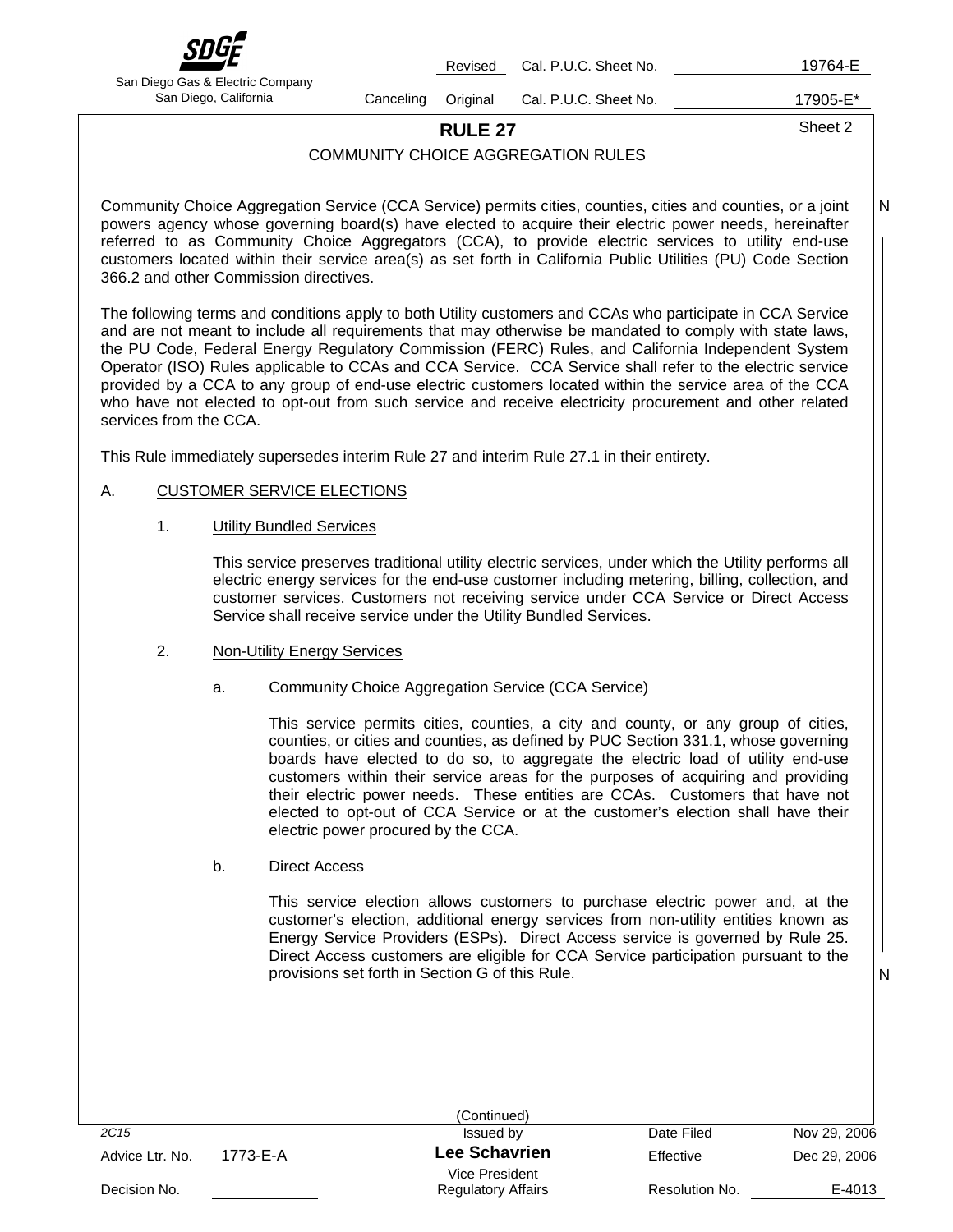# RULE 27

## COMMUNITY CHOICE AGGREGATION RULES

Community Choice Aggregation Service (CCA Service) permits cities, counties, cities and counties, or a joint powers agency whose governing board(s) have elected to acquire their electric power needs, hereinafter referred to as Community Choice Aggregators (CCA), to provide electric services to utility end-use customers located within their service area(s) as set forth in California Public Utilities (PU) Code Section 366.2 and other Commission directives.

The following terms and conditions apply to both Utility customers and CCAs who participate in CCA Service and are not meant to include all requirements that may otherwise be mandated to comply with state laws, the PU Code, Federal Energy Regulatory Commission (FERC) Rules, and California Independent System Operator (ISO) Rules applicable to CCAs and CCA Service. CCA Service shall refer to the electric service provided by a CCA to any group of end-use electric customers located within the service area of the CCA who have not elected to opt-out from such service and receive electricity procurement and other related services from the CCA.

This Rule immediately supersedes interim Rule 27 and interim Rule 27.1 in their entirety.

A. CUSTOMER SERVICE ELECTIONS

1. Utility Bundled Services

   This service preserves traditional utility electric services, under which the Utility performs all electric energy services for the end-use customer including metering, billing, collection, and customer services. Customers not receiving service under CCA Service or Direct Access Service shall receive service under the Utility Bundled Services.

2. Non-Utility Energy Services

   a. Community Choice Aggregation Service (CCA Service)

      This service permits cities, counties, a city and county, or any group of cities, counties, or cities and counties, as defined by PUC Section 331.1, whose governing boards have elected to do so, to aggregate the electric load of utility end-use customers within their service areas for the purposes of acquiring and providing their electric power needs. These entities are CCAs. Customers that have not elected to opt-out of CCA Service or at the customer's election shall have their electric power procured by the CCA.

   b. Direct Access

      This service election allows customers to purchase electric power and, at the customer's election, additional energy services from non-utility entities known as Energy Service Providers (ESPs). Direct Access service is governed by Rule 25. Direct Access customers are eligible for CCA Service participation pursuant to the provisions set forth in Section G of this Rule.

(Continued)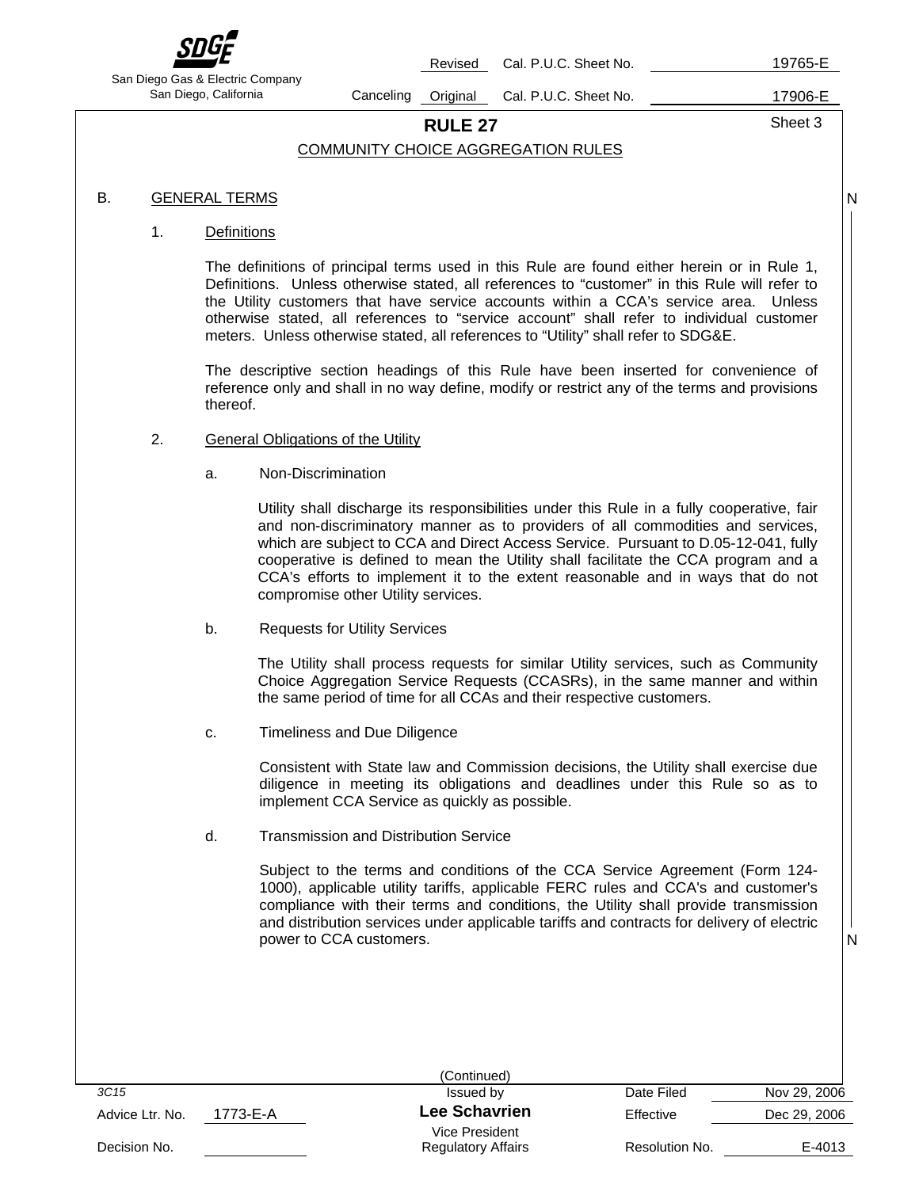# RULE 27

## COMMUNITY CHOICE AGGREGATION RULES

### B. GENERAL TERMS

#### 1. Definitions

The definitions of principal terms used in this Rule are found either herein or in Rule 1, Definitions. Unless otherwise stated, all references to "customer" in this Rule will refer to the Utility customers that have service accounts within a CCA's service area. Unless otherwise stated, all references to "service account" shall refer to individual customer meters. Unless otherwise stated, all references to "Utility" shall refer to SDG&E.

The descriptive section headings of this Rule have been inserted for convenience of reference only and shall in no way define, modify or restrict any of the terms and provisions thereof.

#### 2. General Obligations of the Utility

a. Non-Discrimination

Utility shall discharge its responsibilities under this Rule in a fully cooperative, fair and non-discriminatory manner as to providers of all commodities and services, which are subject to CCA and Direct Access Service. Pursuant to D.05-12-041, fully cooperative is defined to mean the Utility shall facilitate the CCA program and a CCA's efforts to implement it to the extent reasonable and in ways that do not compromise other Utility services.

b. Requests for Utility Services

The Utility shall process requests for similar Utility services, such as Community Choice Aggregation Service Requests (CCASRs), in the same manner and within the same period of time for all CCAs and their respective customers.

c. Timeliness and Due Diligence

Consistent with State law and Commission decisions, the Utility shall exercise due diligence in meeting its obligations and deadlines under this Rule so as to implement CCA Service as quickly as possible.

d. Transmission and Distribution Service

Subject to the terms and conditions of the CCA Service Agreement (Form 124-1000), applicable utility tariffs, applicable FERC rules and CCA's and customer's compliance with their terms and conditions, the Utility shall provide transmission and distribution services under applicable tariffs and contracts for delivery of electric power to CCA customers.

(Continued)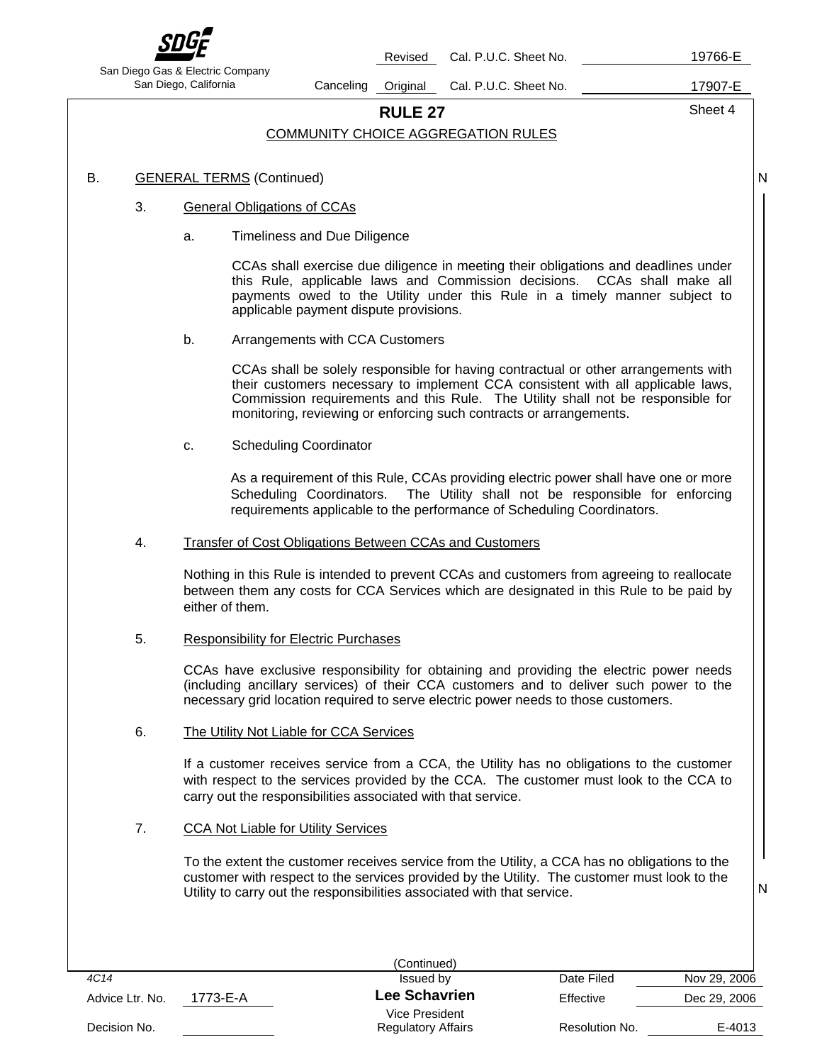# RULE 27

## COMMUNITY CHOICE AGGREGATION RULES

B. GENERAL TERMS (Continued)

3. General Obligations of CCAs

   a. Timeliness and Due Diligence

      CCAs shall exercise due diligence in meeting their obligations and deadlines under this Rule, applicable laws and Commission decisions. CCAs shall make all payments owed to the Utility under this Rule in a timely manner subject to applicable payment dispute provisions.

   b. Arrangements with CCA Customers

      CCAs shall be solely responsible for having contractual or other arrangements with their customers necessary to implement CCA consistent with all applicable laws, Commission requirements and this Rule. The Utility shall not be responsible for monitoring, reviewing or enforcing such contracts or arrangements.

   c. Scheduling Coordinator

      As a requirement of this Rule, CCAs providing electric power shall have one or more Scheduling Coordinators. The Utility shall not be responsible for enforcing requirements applicable to the performance of Scheduling Coordinators.

4. Transfer of Cost Obligations Between CCAs and Customers

   Nothing in this Rule is intended to prevent CCAs and customers from agreeing to reallocate between them any costs for CCA Services which are designated in this Rule to be paid by either of them.

5. Responsibility for Electric Purchases

   CCAs have exclusive responsibility for obtaining and providing the electric power needs (including ancillary services) of their CCA customers and to deliver such power to the necessary grid location required to serve electric power needs to those customers.

6. The Utility Not Liable for CCA Services

   If a customer receives service from a CCA, the Utility has no obligations to the customer with respect to the services provided by the CCA. The customer must look to the CCA to carry out the responsibilities associated with that service.

7. CCA Not Liable for Utility Services

   To the extent the customer receives service from the Utility, a CCA has no obligations to the customer with respect to the services provided by the Utility. The customer must look to the Utility to carry out the responsibilities associated with that service.

(Continued)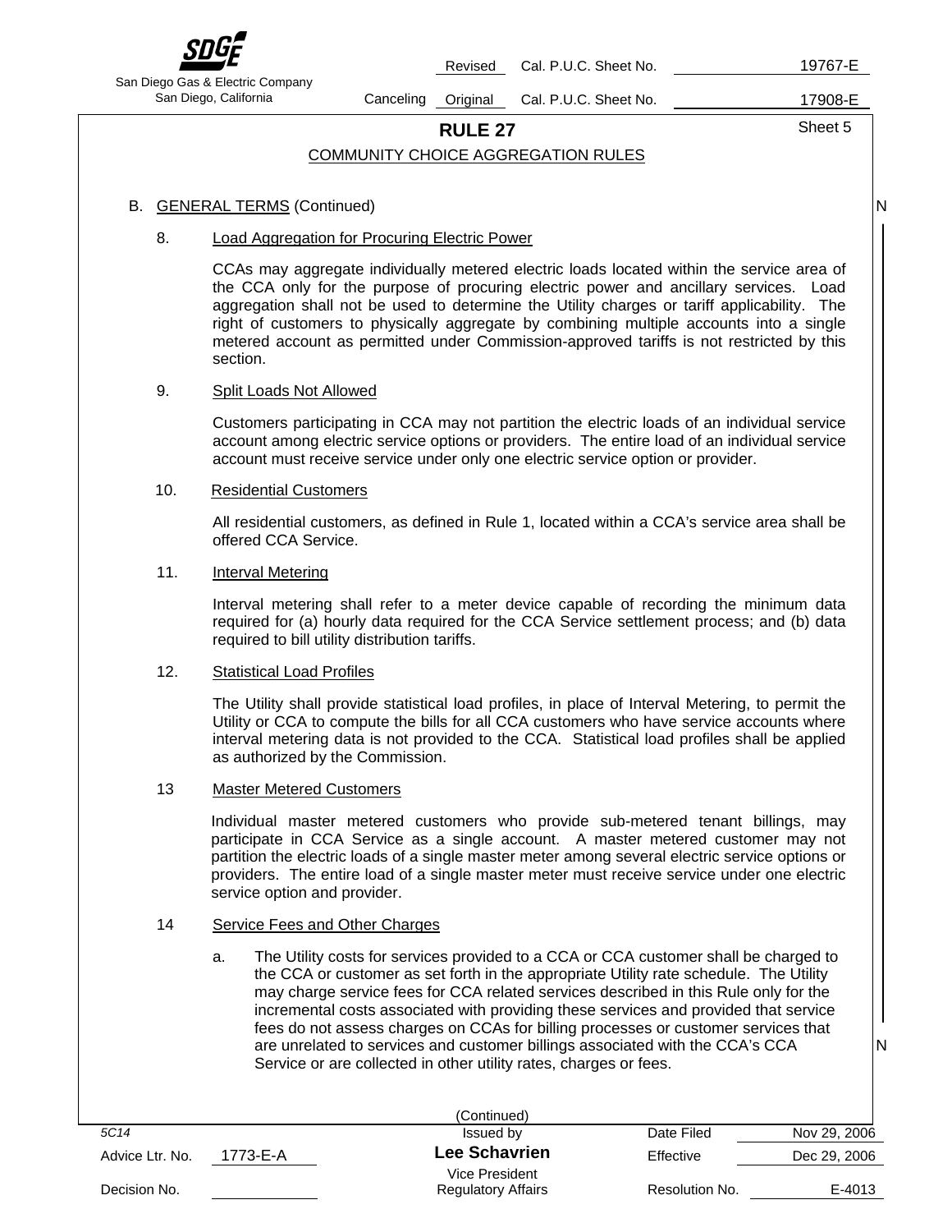# RULE 27

## COMMUNITY CHOICE AGGREGATION RULES

B. GENERAL TERMS (Continued)

8. Load Aggregation for Procuring Electric Power

   CCAs may aggregate individually metered electric loads located within the service area of the CCA only for the purpose of procuring electric power and ancillary services. Load aggregation shall not be used to determine the Utility charges or tariff applicability. The right of customers to physically aggregate by combining multiple accounts into a single metered account as permitted under Commission-approved tariffs is not restricted by this section.

9. Split Loads Not Allowed

   Customers participating in CCA may not partition the electric loads of an individual service account among electric service options or providers. The entire load of an individual service account must receive service under only one electric service option or provider.

10. Residential Customers

    All residential customers, as defined in Rule 1, located within a CCA's service area shall be offered CCA Service.

11. Interval Metering

    Interval metering shall refer to a meter device capable of recording the minimum data required for (a) hourly data required for the CCA Service settlement process; and (b) data required to bill utility distribution tariffs.

12. Statistical Load Profiles

    The Utility shall provide statistical load profiles, in place of Interval Metering, to permit the Utility or CCA to compute the bills for all CCA customers who have service accounts where interval metering data is not provided to the CCA. Statistical load profiles shall be applied as authorized by the Commission.

13 Master Metered Customers

   Individual master metered customers who provide sub-metered tenant billings, may participate in CCA Service as a single account. A master metered customer may not partition the electric loads of a single master meter among several electric service options or providers. The entire load of a single master meter must receive service under one electric service option and provider.

14 Service Fees and Other Charges

   a. The Utility costs for services provided to a CCA or CCA customer shall be charged to the CCA or customer as set forth in the appropriate Utility rate schedule. The Utility may charge service fees for CCA related services described in this Rule only for the incremental costs associated with providing these services and provided that service fees do not assess charges on CCAs for billing processes or customer services that are unrelated to services and customer billings associated with the CCA's CCA Service or are collected in other utility rates, charges or fees.

(Continued)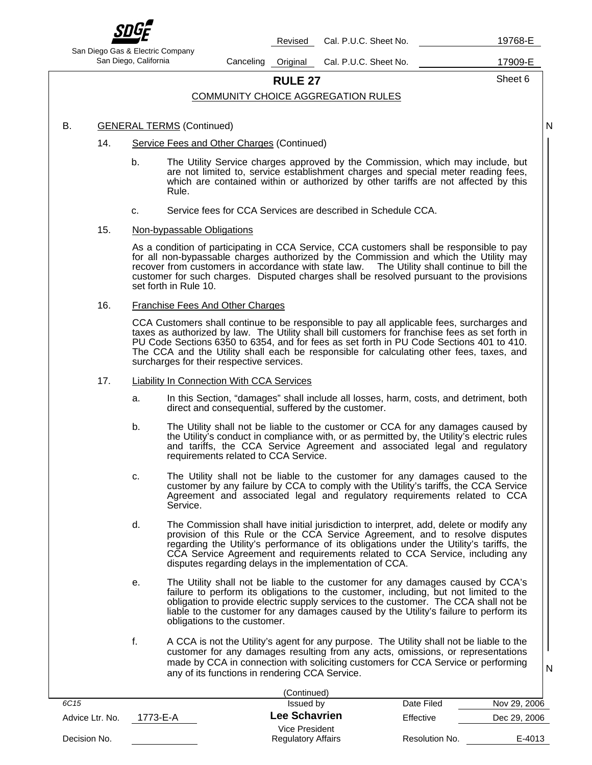# RULE 27

## COMMUNITY CHOICE AGGREGATION RULES

B. GENERAL TERMS (Continued)

14. Service Fees and Other Charges (Continued)

   b. The Utility Service charges approved by the Commission, which may include, but are not limited to, service establishment charges and special meter reading fees, which are contained within or authorized by other tariffs are not affected by this Rule.

   c. Service fees for CCA Services are described in Schedule CCA.

15. Non-bypassable Obligations

   As a condition of participating in CCA Service, CCA customers shall be responsible to pay for all non-bypassable charges authorized by the Commission and which the Utility may recover from customers in accordance with state law. The Utility shall continue to bill the customer for such charges. Disputed charges shall be resolved pursuant to the provisions set forth in Rule 10.

16. Franchise Fees And Other Charges

   CCA Customers shall continue to be responsible to pay all applicable fees, surcharges and taxes as authorized by law. The Utility shall bill customers for franchise fees as set forth in PU Code Sections 6350 to 6354, and for fees as set forth in PU Code Sections 401 to 410. The CCA and the Utility shall each be responsible for calculating other fees, taxes, and surcharges for their respective services.

17. Liability In Connection With CCA Services

   a. In this Section, "damages" shall include all losses, harm, costs, and detriment, both direct and consequential, suffered by the customer.

   b. The Utility shall not be liable to the customer or CCA for any damages caused by the Utility's conduct in compliance with, or as permitted by, the Utility's electric rules and tariffs, the CCA Service Agreement and associated legal and regulatory requirements related to CCA Service.

   c. The Utility shall not be liable to the customer for any damages caused to the customer by any failure by CCA to comply with the Utility's tariffs, the CCA Service Agreement and associated legal and regulatory requirements related to CCA Service.

   d. The Commission shall have initial jurisdiction to interpret, add, delete or modify any provision of this Rule or the CCA Service Agreement, and to resolve disputes regarding the Utility's performance of its obligations under the Utility's tariffs, the CCA Service Agreement and requirements related to CCA Service, including any disputes regarding delays in the implementation of CCA.

   e. The Utility shall not be liable to the customer for any damages caused by CCA's failure to perform its obligations to the customer, including, but not limited to the obligation to provide electric supply services to the customer. The CCA shall not be liable to the customer for any damages caused by the Utility's failure to perform its obligations to the customer.

   f. A CCA is not the Utility's agent for any purpose. The Utility shall not be liable to the customer for any damages resulting from any acts, omissions, or representations made by CCA in connection with soliciting customers for CCA Service or performing any of its functions in rendering CCA Service.

(Continued)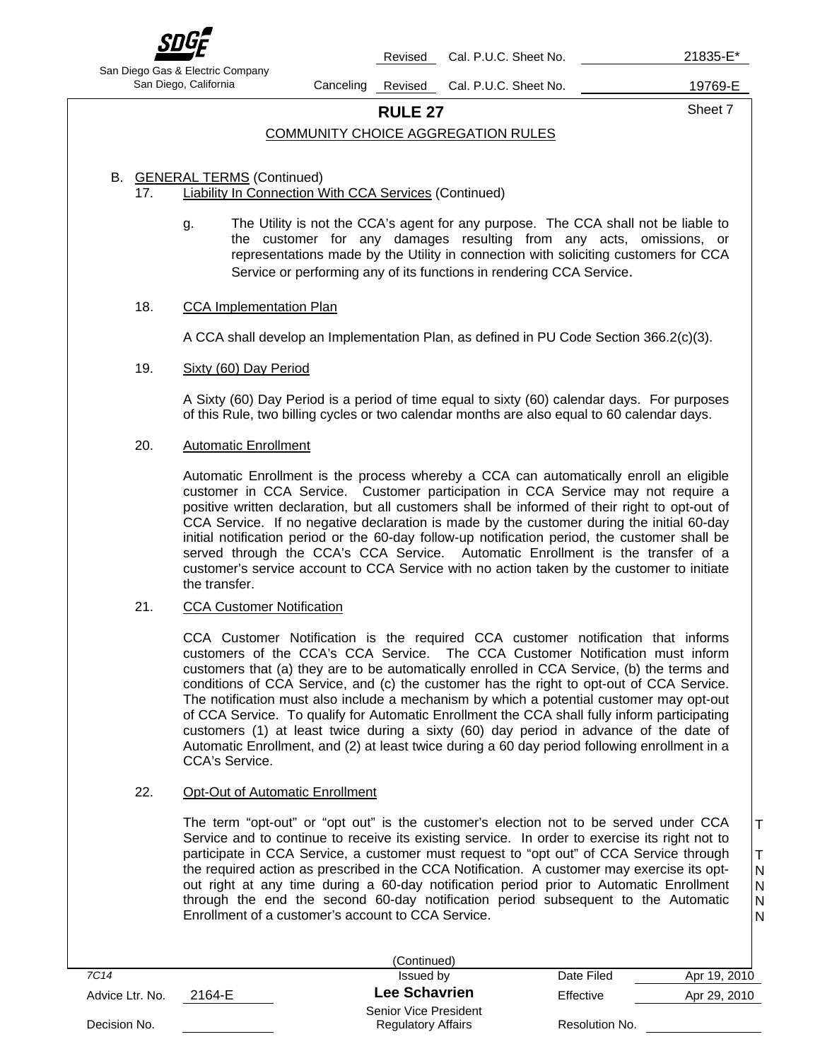# RULE 27

## COMMUNITY CHOICE AGGREGATION RULES

B. GENERAL TERMS (Continued)

17. Liability In Connection With CCA Services (Continued)

   g. The Utility is not the CCA's agent for any purpose. The CCA shall not be liable to the customer for any damages resulting from any acts, omissions, or representations made by the Utility in connection with soliciting customers for CCA Service or performing any of its functions in rendering CCA Service.

18. CCA Implementation Plan

   A CCA shall develop an Implementation Plan, as defined in PU Code Section 366.2(c)(3).

19. Sixty (60) Day Period

   A Sixty (60) Day Period is a period of time equal to sixty (60) calendar days. For purposes of this Rule, two billing cycles or two calendar months are also equal to 60 calendar days.

20. Automatic Enrollment

   Automatic Enrollment is the process whereby a CCA can automatically enroll an eligible customer in CCA Service. Customer participation in CCA Service may not require a positive written declaration, but all customers shall be informed of their right to opt-out of CCA Service. If no negative declaration is made by the customer during the initial 60-day initial notification period or the 60-day follow-up notification period, the customer shall be served through the CCA's CCA Service. Automatic Enrollment is the transfer of a customer's service account to CCA Service with no action taken by the customer to initiate the transfer.

21. CCA Customer Notification

   CCA Customer Notification is the required CCA customer notification that informs customers of the CCA's CCA Service. The CCA Customer Notification must inform customers that (a) they are to be automatically enrolled in CCA Service, (b) the terms and conditions of CCA Service, and (c) the customer has the right to opt-out of CCA Service. The notification must also include a mechanism by which a potential customer may opt-out of CCA Service. To qualify for Automatic Enrollment the CCA shall fully inform participating customers (1) at least twice during a sixty (60) day period in advance of the date of Automatic Enrollment, and (2) at least twice during a 60 day period following enrollment in a CCA's Service.

22. Opt-Out of Automatic Enrollment

   The term "opt-out" or "opt out" is the customer's election not to be served under CCA Service and to continue to receive its existing service. In order to exercise its right not to participate in CCA Service, a customer must request to "opt out" of CCA Service through the required action as prescribed in the CCA Notification. A customer may exercise its opt-out right at any time during a 60-day notification period prior to Automatic Enrollment through the end the second 60-day notification period subsequent to the Automatic Enrollment of a customer's account to CCA Service.

(Continued)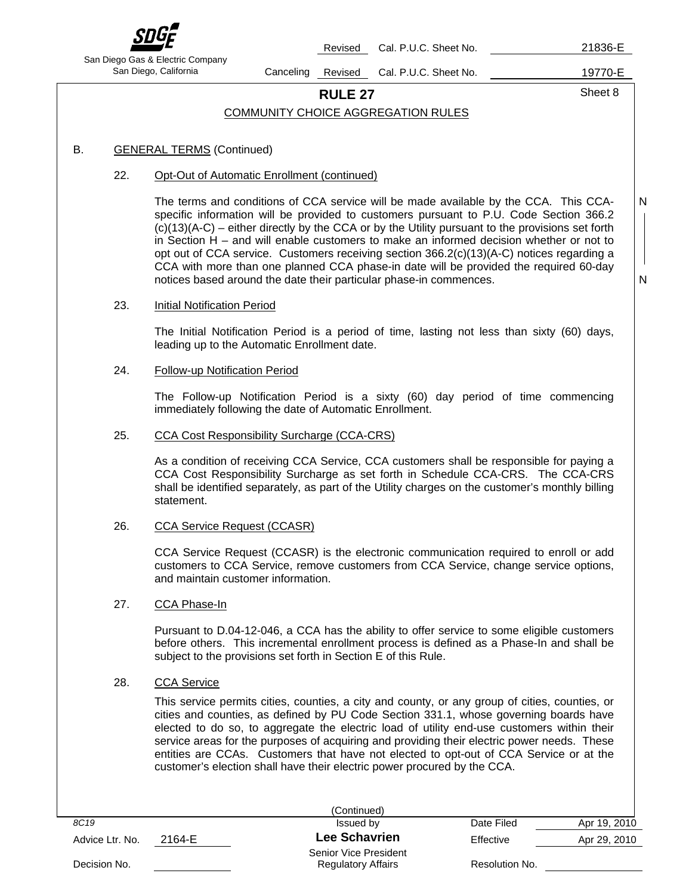## RULE 27

### COMMUNITY CHOICE AGGREGATION RULES

B. GENERAL TERMS (Continued)

22. Opt-Out of Automatic Enrollment (continued)

    The terms and conditions of CCA service will be made available by the CCA. This CCA-specific information will be provided to customers pursuant to P.U. Code Section 366.2 (c)(13)(A-C) – either directly by the CCA or by the Utility pursuant to the provisions set forth in Section H – and will enable customers to make an informed decision whether or not to opt out of CCA service. Customers receiving section 366.2(c)(13)(A-C) notices regarding a CCA with more than one planned CCA phase-in date will be provided the required 60-day notices based around the date their particular phase-in commences.

23. Initial Notification Period

    The Initial Notification Period is a period of time, lasting not less than sixty (60) days, leading up to the Automatic Enrollment date.

24. Follow-up Notification Period

    The Follow-up Notification Period is a sixty (60) day period of time commencing immediately following the date of Automatic Enrollment.

25. CCA Cost Responsibility Surcharge (CCA-CRS)

    As a condition of receiving CCA Service, CCA customers shall be responsible for paying a CCA Cost Responsibility Surcharge as set forth in Schedule CCA-CRS. The CCA-CRS shall be identified separately, as part of the Utility charges on the customer's monthly billing statement.

26. CCA Service Request (CCASR)

    CCA Service Request (CCASR) is the electronic communication required to enroll or add customers to CCA Service, remove customers from CCA Service, change service options, and maintain customer information.

27. CCA Phase-In

    Pursuant to D.04-12-046, a CCA has the ability to offer service to some eligible customers before others. This incremental enrollment process is defined as a Phase-In and shall be subject to the provisions set forth in Section E of this Rule.

28. CCA Service

    This service permits cities, counties, a city and county, or any group of cities, counties, or cities and counties, as defined by PU Code Section 331.1, whose governing boards have elected to do so, to aggregate the electric load of utility end-use customers within their service areas for the purposes of acquiring and providing their electric power needs. These entities are CCAs. Customers that have not elected to opt-out of CCA Service or at the customer's election shall have their electric power procured by the CCA.

(Continued)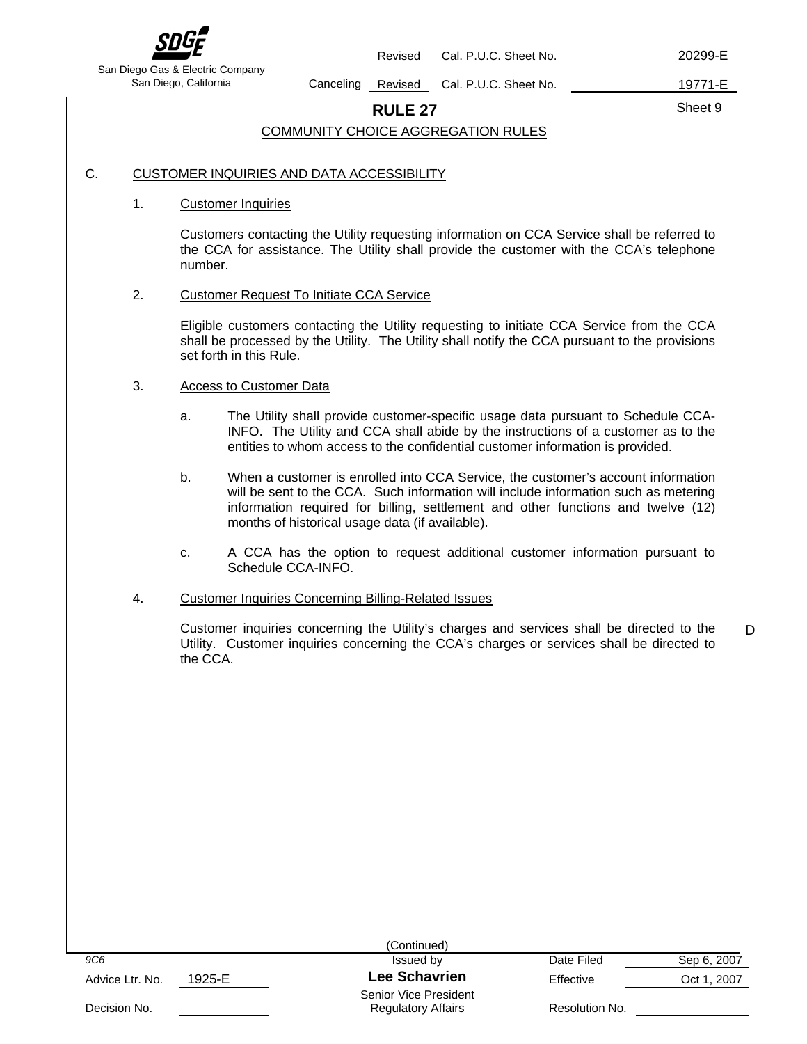## RULE 27

### COMMUNITY CHOICE AGGREGATION RULES

C. CUSTOMER INQUIRIES AND DATA ACCESSIBILITY

1. Customer Inquiries

   Customers contacting the Utility requesting information on CCA Service shall be referred to the CCA for assistance. The Utility shall provide the customer with the CCA's telephone number.

2. Customer Request To Initiate CCA Service

   Eligible customers contacting the Utility requesting to initiate CCA Service from the CCA shall be processed by the Utility. The Utility shall notify the CCA pursuant to the provisions set forth in this Rule.

3. Access to Customer Data

   a. The Utility shall provide customer-specific usage data pursuant to Schedule CCA-INFO. The Utility and CCA shall abide by the instructions of a customer as to the entities to whom access to the confidential customer information is provided.

   b. When a customer is enrolled into CCA Service, the customer's account information will be sent to the CCA. Such information will include information such as metering information required for billing, settlement and other functions and twelve (12) months of historical usage data (if available).

   c. A CCA has the option to request additional customer information pursuant to Schedule CCA-INFO.

4. Customer Inquiries Concerning Billing-Related Issues

   Customer inquiries concerning the Utility's charges and services shall be directed to the Utility. Customer inquiries concerning the CCA's charges or services shall be directed to the CCA. D

(Continued)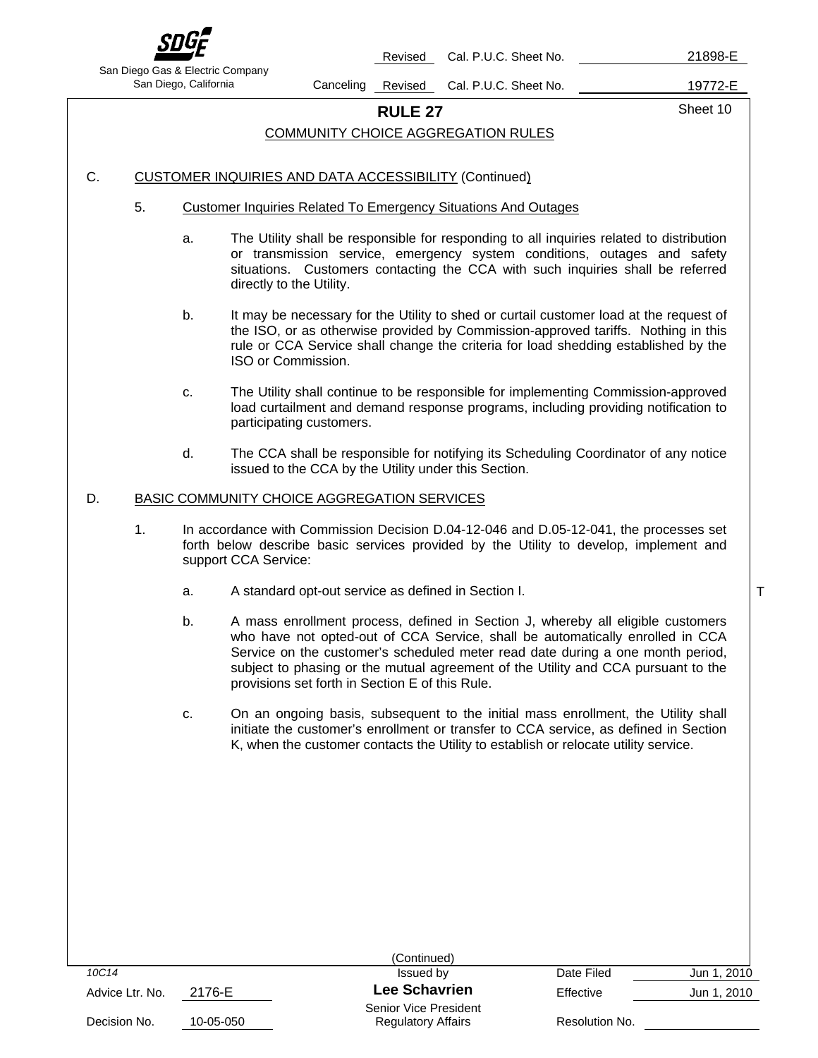# RULE 27

## COMMUNITY CHOICE AGGREGATION RULES

C. CUSTOMER INQUIRIES AND DATA ACCESSIBILITY (Continued)

5. Customer Inquiries Related To Emergency Situations And Outages

   a. The Utility shall be responsible for responding to all inquiries related to distribution or transmission service, emergency system conditions, outages and safety situations. Customers contacting the CCA with such inquiries shall be referred directly to the Utility.

   b. It may be necessary for the Utility to shed or curtail customer load at the request of the ISO, or as otherwise provided by Commission-approved tariffs. Nothing in this rule or CCA Service shall change the criteria for load shedding established by the ISO or Commission.

   c. The Utility shall continue to be responsible for implementing Commission-approved load curtailment and demand response programs, including providing notification to participating customers.

   d. The CCA shall be responsible for notifying its Scheduling Coordinator of any notice issued to the CCA by the Utility under this Section.

D. BASIC COMMUNITY CHOICE AGGREGATION SERVICES

1. In accordance with Commission Decision D.04-12-046 and D.05-12-041, the processes set forth below describe basic services provided by the Utility to develop, implement and support CCA Service:

   a. A standard opt-out service as defined in Section I. T

   b. A mass enrollment process, defined in Section J, whereby all eligible customers who have not opted-out of CCA Service, shall be automatically enrolled in CCA Service on the customer's scheduled meter read date during a one month period, subject to phasing or the mutual agreement of the Utility and CCA pursuant to the provisions set forth in Section E of this Rule.

   c. On an ongoing basis, subsequent to the initial mass enrollment, the Utility shall initiate the customer's enrollment or transfer to CCA service, as defined in Section K, when the customer contacts the Utility to establish or relocate utility service.

(Continued)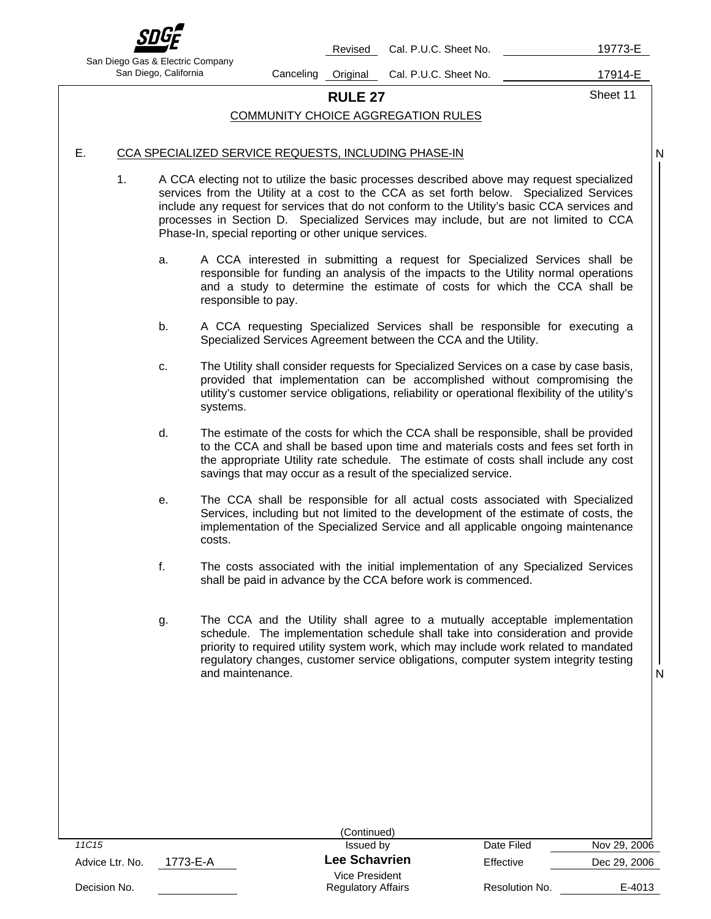# RULE 27

## COMMUNITY CHOICE AGGREGATION RULES

### E. CCA SPECIALIZED SERVICE REQUESTS, INCLUDING PHASE-IN

1. A CCA electing not to utilize the basic processes described above may request specialized services from the Utility at a cost to the CCA as set forth below. Specialized Services include any request for services that do not conform to the Utility's basic CCA services and processes in Section D. Specialized Services may include, but are not limited to CCA Phase-In, special reporting or other unique services.

   a. A CCA interested in submitting a request for Specialized Services shall be responsible for funding an analysis of the impacts to the Utility normal operations and a study to determine the estimate of costs for which the CCA shall be responsible to pay.

   b. A CCA requesting Specialized Services shall be responsible for executing a Specialized Services Agreement between the CCA and the Utility.

   c. The Utility shall consider requests for Specialized Services on a case by case basis, provided that implementation can be accomplished without compromising the utility's customer service obligations, reliability or operational flexibility of the utility's systems.

   d. The estimate of the costs for which the CCA shall be responsible, shall be provided to the CCA and shall be based upon time and materials costs and fees set forth in the appropriate Utility rate schedule. The estimate of costs shall include any cost savings that may occur as a result of the specialized service.

   e. The CCA shall be responsible for all actual costs associated with Specialized Services, including but not limited to the development of the estimate of costs, the implementation of the Specialized Service and all applicable ongoing maintenance costs.

   f. The costs associated with the initial implementation of any Specialized Services shall be paid in advance by the CCA before work is commenced.

   g. The CCA and the Utility shall agree to a mutually acceptable implementation schedule. The implementation schedule shall take into consideration and provide priority to required utility system work, which may include work related to mandated regulatory changes, customer service obligations, computer system integrity testing and maintenance.

(Continued)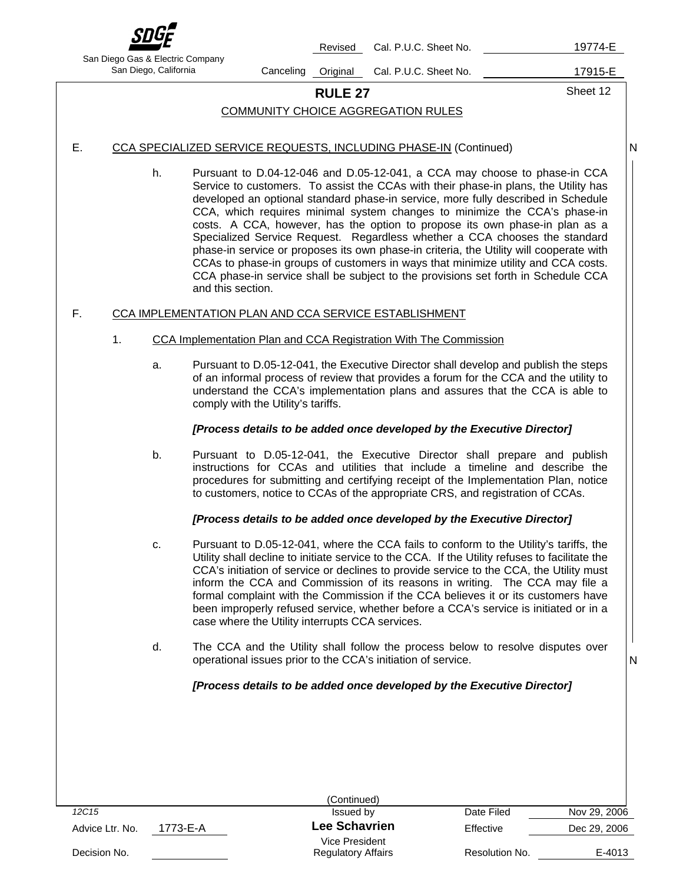# RULE 27

## COMMUNITY CHOICE AGGREGATION RULES

E. CCA SPECIALIZED SERVICE REQUESTS, INCLUDING PHASE-IN (Continued)

h. Pursuant to D.04-12-046 and D.05-12-041, a CCA may choose to phase-in CCA Service to customers. To assist the CCAs with their phase-in plans, the Utility has developed an optional standard phase-in service, more fully described in Schedule CCA, which requires minimal system changes to minimize the CCA's phase-in costs. A CCA, however, has the option to propose its own phase-in plan as a Specialized Service Request. Regardless whether a CCA chooses the standard phase-in service or proposes its own phase-in criteria, the Utility will cooperate with CCAs to phase-in groups of customers in ways that minimize utility and CCA costs. CCA phase-in service shall be subject to the provisions set forth in Schedule CCA and this section.

F. CCA IMPLEMENTATION PLAN AND CCA SERVICE ESTABLISHMENT

1. CCA Implementation Plan and CCA Registration With The Commission

a. Pursuant to D.05-12-041, the Executive Director shall develop and publish the steps of an informal process of review that provides a forum for the CCA and the utility to understand the CCA's implementation plans and assures that the CCA is able to comply with the Utility's tariffs.

***[Process details to be added once developed by the Executive Director]***

b. Pursuant to D.05-12-041, the Executive Director shall prepare and publish instructions for CCAs and utilities that include a timeline and describe the procedures for submitting and certifying receipt of the Implementation Plan, notice to customers, notice to CCAs of the appropriate CRS, and registration of CCAs.

***[Process details to be added once developed by the Executive Director]***

c. Pursuant to D.05-12-041, where the CCA fails to conform to the Utility's tariffs, the Utility shall decline to initiate service to the CCA. If the Utility refuses to facilitate the CCA's initiation of service or declines to provide service to the CCA, the Utility must inform the CCA and Commission of its reasons in writing. The CCA may file a formal complaint with the Commission if the CCA believes it or its customers have been improperly refused service, whether before a CCA's service is initiated or in a case where the Utility interrupts CCA services.

d. The CCA and the Utility shall follow the process below to resolve disputes over operational issues prior to the CCA's initiation of service.

***[Process details to be added once developed by the Executive Director]***

(Continued)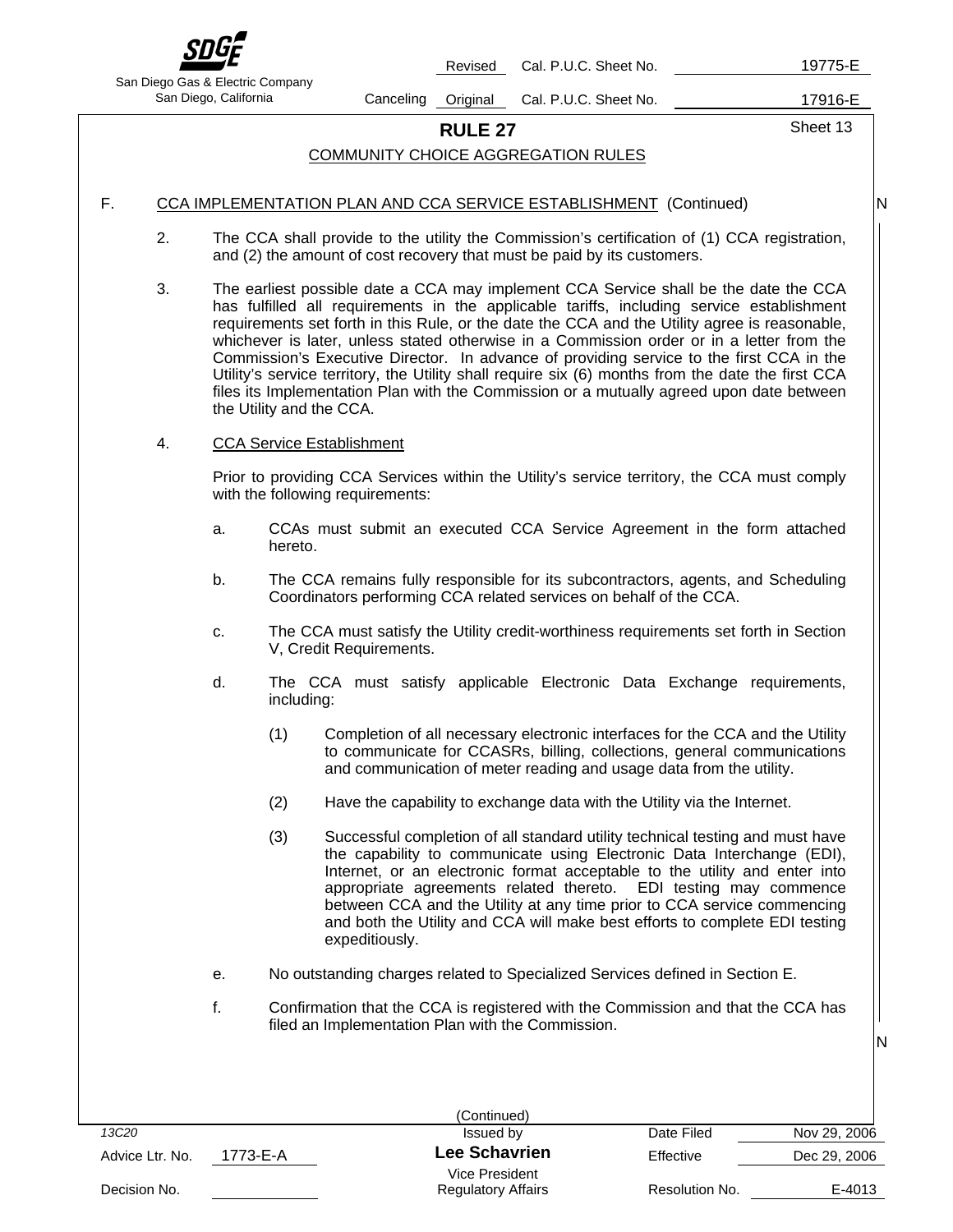# RULE 27

## COMMUNITY CHOICE AGGREGATION RULES

F. CCA IMPLEMENTATION PLAN AND CCA SERVICE ESTABLISHMENT (Continued)

2. The CCA shall provide to the utility the Commission's certification of (1) CCA registration, and (2) the amount of cost recovery that must be paid by its customers.

3. The earliest possible date a CCA may implement CCA Service shall be the date the CCA has fulfilled all requirements in the applicable tariffs, including service establishment requirements set forth in this Rule, or the date the CCA and the Utility agree is reasonable, whichever is later, unless stated otherwise in a Commission order or in a letter from the Commission's Executive Director. In advance of providing service to the first CCA in the Utility's service territory, the Utility shall require six (6) months from the date the first CCA files its Implementation Plan with the Commission or a mutually agreed upon date between the Utility and the CCA.

4. CCA Service Establishment

   Prior to providing CCA Services within the Utility's service territory, the CCA must comply with the following requirements:

   a. CCAs must submit an executed CCA Service Agreement in the form attached hereto.

   b. The CCA remains fully responsible for its subcontractors, agents, and Scheduling Coordinators performing CCA related services on behalf of the CCA.

   c. The CCA must satisfy the Utility credit-worthiness requirements set forth in Section V, Credit Requirements.

   d. The CCA must satisfy applicable Electronic Data Exchange requirements, including:

      (1) Completion of all necessary electronic interfaces for the CCA and the Utility to communicate for CCASRs, billing, collections, general communications and communication of meter reading and usage data from the utility.

      (2) Have the capability to exchange data with the Utility via the Internet.

      (3) Successful completion of all standard utility technical testing and must have the capability to communicate using Electronic Data Interchange (EDI), Internet, or an electronic format acceptable to the utility and enter into appropriate agreements related thereto. EDI testing may commence between CCA and the Utility at any time prior to CCA service commencing and both the Utility and CCA will make best efforts to complete EDI testing expeditiously.

   e. No outstanding charges related to Specialized Services defined in Section E.

   f. Confirmation that the CCA is registered with the Commission and that the CCA has filed an Implementation Plan with the Commission.

(Continued)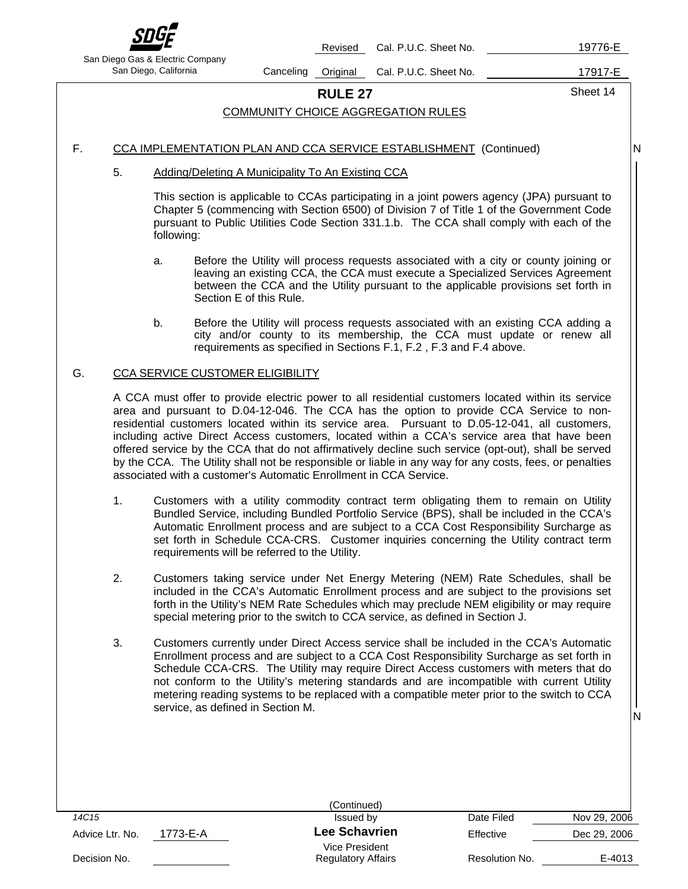## RULE 27

### COMMUNITY CHOICE AGGREGATION RULES

F. CCA IMPLEMENTATION PLAN AND CCA SERVICE ESTABLISHMENT (Continued)

5. Adding/Deleting A Municipality To An Existing CCA

This section is applicable to CCAs participating in a joint powers agency (JPA) pursuant to Chapter 5 (commencing with Section 6500) of Division 7 of Title 1 of the Government Code pursuant to Public Utilities Code Section 331.1.b. The CCA shall comply with each of the following:

a. Before the Utility will process requests associated with a city or county joining or leaving an existing CCA, the CCA must execute a Specialized Services Agreement between the CCA and the Utility pursuant to the applicable provisions set forth in Section E of this Rule.

b. Before the Utility will process requests associated with an existing CCA adding a city and/or county to its membership, the CCA must update or renew all requirements as specified in Sections F.1, F.2 , F.3 and F.4 above.

G. CCA SERVICE CUSTOMER ELIGIBILITY

A CCA must offer to provide electric power to all residential customers located within its service area and pursuant to D.04-12-046. The CCA has the option to provide CCA Service to non-residential customers located within its service area. Pursuant to D.05-12-041, all customers, including active Direct Access customers, located within a CCA's service area that have been offered service by the CCA that do not affirmatively decline such service (opt-out), shall be served by the CCA. The Utility shall not be responsible or liable in any way for any costs, fees, or penalties associated with a customer's Automatic Enrollment in CCA Service.

1. Customers with a utility commodity contract term obligating them to remain on Utility Bundled Service, including Bundled Portfolio Service (BPS), shall be included in the CCA's Automatic Enrollment process and are subject to a CCA Cost Responsibility Surcharge as set forth in Schedule CCA-CRS. Customer inquiries concerning the Utility contract term requirements will be referred to the Utility.

2. Customers taking service under Net Energy Metering (NEM) Rate Schedules, shall be included in the CCA's Automatic Enrollment process and are subject to the provisions set forth in the Utility's NEM Rate Schedules which may preclude NEM eligibility or may require special metering prior to the switch to CCA service, as defined in Section J.

3. Customers currently under Direct Access service shall be included in the CCA's Automatic Enrollment process and are subject to a CCA Cost Responsibility Surcharge as set forth in Schedule CCA-CRS. The Utility may require Direct Access customers with meters that do not conform to the Utility's metering standards and are incompatible with current Utility metering reading systems to be replaced with a compatible meter prior to the switch to CCA service, as defined in Section M.

(Continued)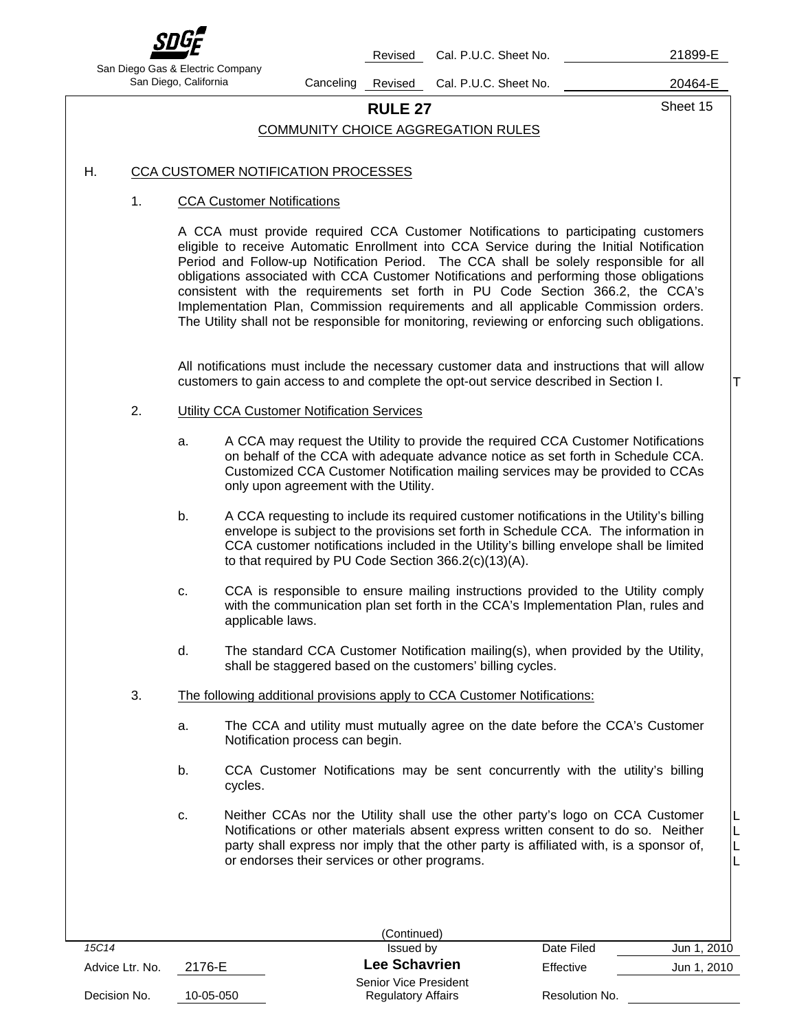## RULE 27

### COMMUNITY CHOICE AGGREGATION RULES

H. CCA CUSTOMER NOTIFICATION PROCESSES

1. CCA Customer Notifications

   A CCA must provide required CCA Customer Notifications to participating customers eligible to receive Automatic Enrollment into CCA Service during the Initial Notification Period and Follow-up Notification Period. The CCA shall be solely responsible for all obligations associated with CCA Customer Notifications and performing those obligations consistent with the requirements set forth in PU Code Section 366.2, the CCA's Implementation Plan, Commission requirements and all applicable Commission orders. The Utility shall not be responsible for monitoring, reviewing or enforcing such obligations.

   All notifications must include the necessary customer data and instructions that will allow customers to gain access to and complete the opt-out service described in Section I.

2. Utility CCA Customer Notification Services

   a. A CCA may request the Utility to provide the required CCA Customer Notifications on behalf of the CCA with adequate advance notice as set forth in Schedule CCA. Customized CCA Customer Notification mailing services may be provided to CCAs only upon agreement with the Utility.

   b. A CCA requesting to include its required customer notifications in the Utility's billing envelope is subject to the provisions set forth in Schedule CCA. The information in CCA customer notifications included in the Utility's billing envelope shall be limited to that required by PU Code Section 366.2(c)(13)(A).

   c. CCA is responsible to ensure mailing instructions provided to the Utility comply with the communication plan set forth in the CCA's Implementation Plan, rules and applicable laws.

   d. The standard CCA Customer Notification mailing(s), when provided by the Utility, shall be staggered based on the customers' billing cycles.

3. The following additional provisions apply to CCA Customer Notifications:

   a. The CCA and utility must mutually agree on the date before the CCA's Customer Notification process can begin.

   b. CCA Customer Notifications may be sent concurrently with the utility's billing cycles.

   c. Neither CCAs nor the Utility shall use the other party's logo on CCA Customer Notifications or other materials absent express written consent to do so. Neither party shall express nor imply that the other party is affiliated with, is a sponsor of, or endorses their services or other programs.

(Continued)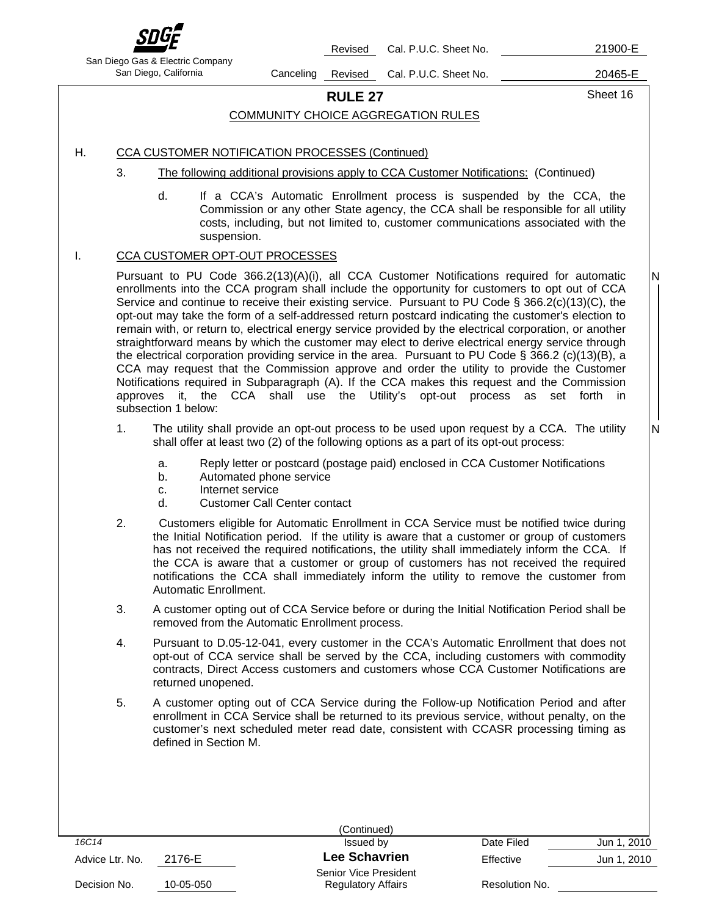# RULE 27

## COMMUNITY CHOICE AGGREGATION RULES

H. CCA CUSTOMER NOTIFICATION PROCESSES (Continued)

3. The following additional provisions apply to CCA Customer Notifications: (Continued)

   d. If a CCA's Automatic Enrollment process is suspended by the CCA, the Commission or any other State agency, the CCA shall be responsible for all utility costs, including, but not limited to, customer communications associated with the suspension.

I. CCA CUSTOMER OPT-OUT PROCESSES

Pursuant to PU Code 366.2(13)(A)(i), all CCA Customer Notifications required for automatic enrollments into the CCA program shall include the opportunity for customers to opt out of CCA Service and continue to receive their existing service. Pursuant to PU Code § 366.2(c)(13)(C), the opt-out may take the form of a self-addressed return postcard indicating the customer's election to remain with, or return to, electrical energy service provided by the electrical corporation, or another straightforward means by which the customer may elect to derive electrical energy service through the electrical corporation providing service in the area. Pursuant to PU Code § 366.2 (c)(13)(B), a CCA may request that the Commission approve and order the utility to provide the Customer Notifications required in Subparagraph (A). If the CCA makes this request and the Commission approves it, the CCA shall use the Utility's opt-out process as set forth in subsection 1 below:

1. The utility shall provide an opt-out process to be used upon request by a CCA. The utility shall offer at least two (2) of the following options as a part of its opt-out process:

   a. Reply letter or postcard (postage paid) enclosed in CCA Customer Notifications
   b. Automated phone service
   c. Internet service
   d. Customer Call Center contact

2. Customers eligible for Automatic Enrollment in CCA Service must be notified twice during the Initial Notification period. If the utility is aware that a customer or group of customers has not received the required notifications, the utility shall immediately inform the CCA. If the CCA is aware that a customer or group of customers has not received the required notifications the CCA shall immediately inform the utility to remove the customer from Automatic Enrollment.

3. A customer opting out of CCA Service before or during the Initial Notification Period shall be removed from the Automatic Enrollment process.

4. Pursuant to D.05-12-041, every customer in the CCA's Automatic Enrollment that does not opt-out of CCA service shall be served by the CCA, including customers with commodity contracts, Direct Access customers and customers whose CCA Customer Notifications are returned unopened.

5. A customer opting out of CCA Service during the Follow-up Notification Period and after enrollment in CCA Service shall be returned to its previous service, without penalty, on the customer's next scheduled meter read date, consistent with CCASR processing timing as defined in Section M.

(Continued)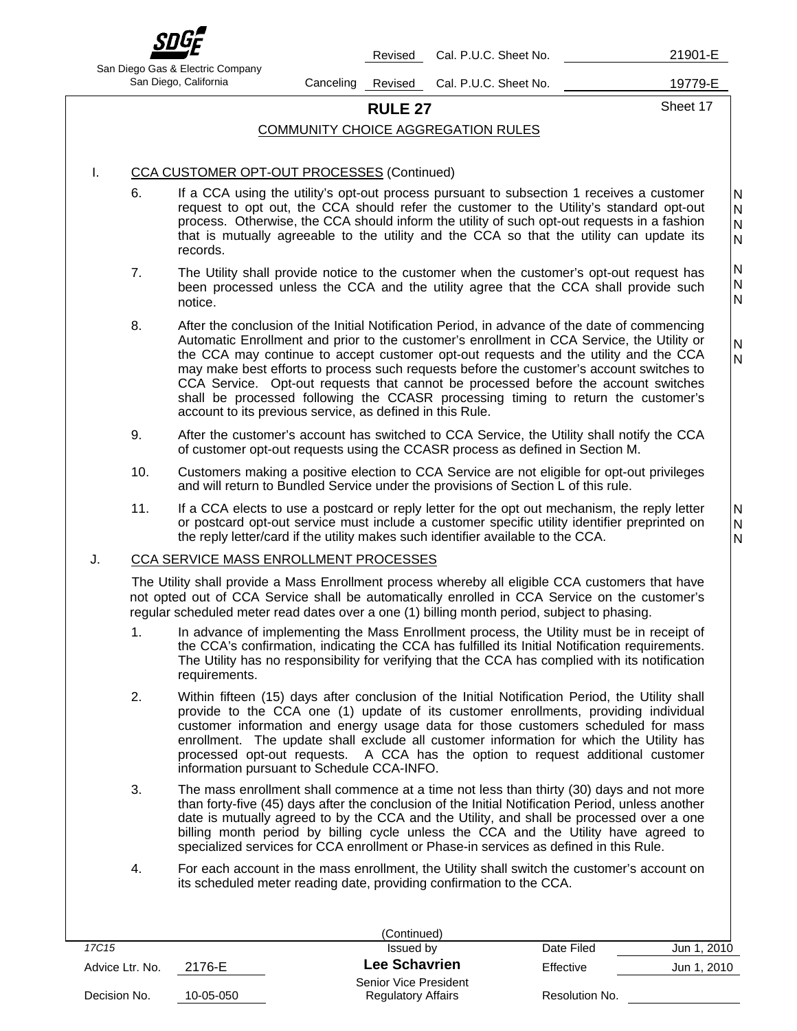## RULE 27

### COMMUNITY CHOICE AGGREGATION RULES

I. CCA CUSTOMER OPT-OUT PROCESSES (Continued)

6. If a CCA using the utility's opt-out process pursuant to subsection 1 receives a customer request to opt out, the CCA should refer the customer to the Utility's standard opt-out process. Otherwise, the CCA should inform the utility of such opt-out requests in a fashion that is mutually agreeable to the utility and the CCA so that the utility can update its records.

7. The Utility shall provide notice to the customer when the customer's opt-out request has been processed unless the CCA and the utility agree that the CCA shall provide such notice.

8. After the conclusion of the Initial Notification Period, in advance of the date of commencing Automatic Enrollment and prior to the customer's enrollment in CCA Service, the Utility or the CCA may continue to accept customer opt-out requests and the utility and the CCA may make best efforts to process such requests before the customer's account switches to CCA Service. Opt-out requests that cannot be processed before the account switches shall be processed following the CCASR processing timing to return the customer's account to its previous service, as defined in this Rule.

9. After the customer's account has switched to CCA Service, the Utility shall notify the CCA of customer opt-out requests using the CCASR process as defined in Section M.

10. Customers making a positive election to CCA Service are not eligible for opt-out privileges and will return to Bundled Service under the provisions of Section L of this rule.

11. If a CCA elects to use a postcard or reply letter for the opt out mechanism, the reply letter or postcard opt-out service must include a customer specific utility identifier preprinted on the reply letter/card if the utility makes such identifier available to the CCA.

J. CCA SERVICE MASS ENROLLMENT PROCESSES

The Utility shall provide a Mass Enrollment process whereby all eligible CCA customers that have not opted out of CCA Service shall be automatically enrolled in CCA Service on the customer's regular scheduled meter read dates over a one (1) billing month period, subject to phasing.

1. In advance of implementing the Mass Enrollment process, the Utility must be in receipt of the CCA's confirmation, indicating the CCA has fulfilled its Initial Notification requirements. The Utility has no responsibility for verifying that the CCA has complied with its notification requirements.

2. Within fifteen (15) days after conclusion of the Initial Notification Period, the Utility shall provide to the CCA one (1) update of its customer enrollments, providing individual customer information and energy usage data for those customers scheduled for mass enrollment. The update shall exclude all customer information for which the Utility has processed opt-out requests. A CCA has the option to request additional customer information pursuant to Schedule CCA-INFO.

3. The mass enrollment shall commence at a time not less than thirty (30) days and not more than forty-five (45) days after the conclusion of the Initial Notification Period, unless another date is mutually agreed to by the CCA and the Utility, and shall be processed over a one billing month period by billing cycle unless the CCA and the Utility have agreed to specialized services for CCA enrollment or Phase-in services as defined in this Rule.

4. For each account in the mass enrollment, the Utility shall switch the customer's account on its scheduled meter reading date, providing confirmation to the CCA.

(Continued)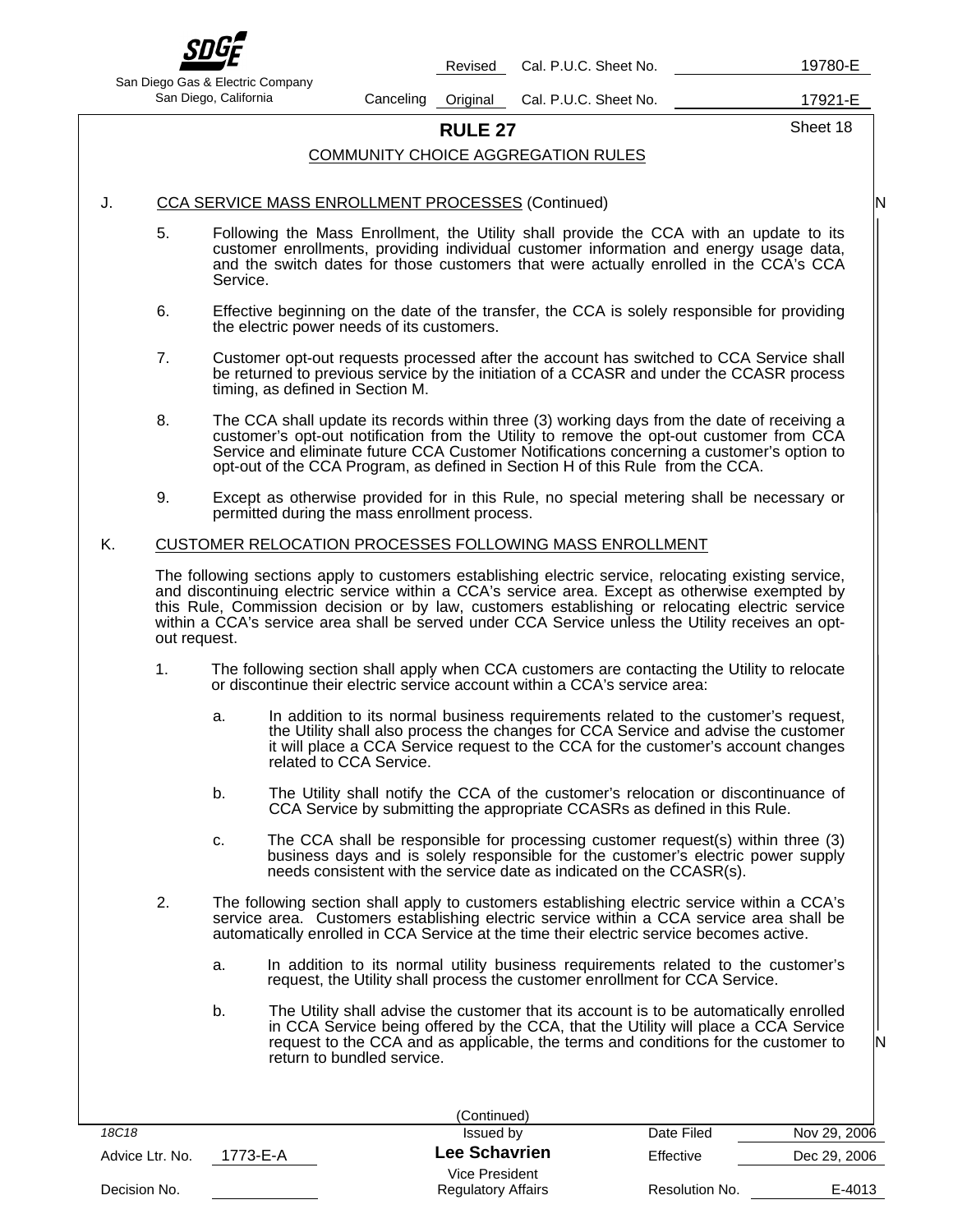## RULE 27

### COMMUNITY CHOICE AGGREGATION RULES

J. CCA SERVICE MASS ENROLLMENT PROCESSES (Continued)

5. Following the Mass Enrollment, the Utility shall provide the CCA with an update to its customer enrollments, providing individual customer information and energy usage data, and the switch dates for those customers that were actually enrolled in the CCA's CCA Service.

6. Effective beginning on the date of the transfer, the CCA is solely responsible for providing the electric power needs of its customers.

7. Customer opt-out requests processed after the account has switched to CCA Service shall be returned to previous service by the initiation of a CCASR and under the CCASR process timing, as defined in Section M.

8. The CCA shall update its records within three (3) working days from the date of receiving a customer's opt-out notification from the Utility to remove the opt-out customer from CCA Service and eliminate future CCA Customer Notifications concerning a customer's option to opt-out of the CCA Program, as defined in Section H of this Rule from the CCA.

9. Except as otherwise provided for in this Rule, no special metering shall be necessary or permitted during the mass enrollment process.

K. CUSTOMER RELOCATION PROCESSES FOLLOWING MASS ENROLLMENT

The following sections apply to customers establishing electric service, relocating existing service, and discontinuing electric service within a CCA's service area. Except as otherwise exempted by this Rule, Commission decision or by law, customers establishing or relocating electric service within a CCA's service area shall be served under CCA Service unless the Utility receives an opt-out request.

1. The following section shall apply when CCA customers are contacting the Utility to relocate or discontinue their electric service account within a CCA's service area:

   a. In addition to its normal business requirements related to the customer's request, the Utility shall also process the changes for CCA Service and advise the customer it will place a CCA Service request to the CCA for the customer's account changes related to CCA Service.

   b. The Utility shall notify the CCA of the customer's relocation or discontinuance of CCA Service by submitting the appropriate CCASRs as defined in this Rule.

   c. The CCA shall be responsible for processing customer request(s) within three (3) business days and is solely responsible for the customer's electric power supply needs consistent with the service date as indicated on the CCASR(s).

2. The following section shall apply to customers establishing electric service within a CCA's service area. Customers establishing electric service within a CCA service area shall be automatically enrolled in CCA Service at the time their electric service becomes active.

   a. In addition to its normal utility business requirements related to the customer's request, the Utility shall process the customer enrollment for CCA Service.

   b. The Utility shall advise the customer that its account is to be automatically enrolled in CCA Service being offered by the CCA, that the Utility will place a CCA Service request to the CCA and as applicable, the terms and conditions for the customer to return to bundled service.

(Continued)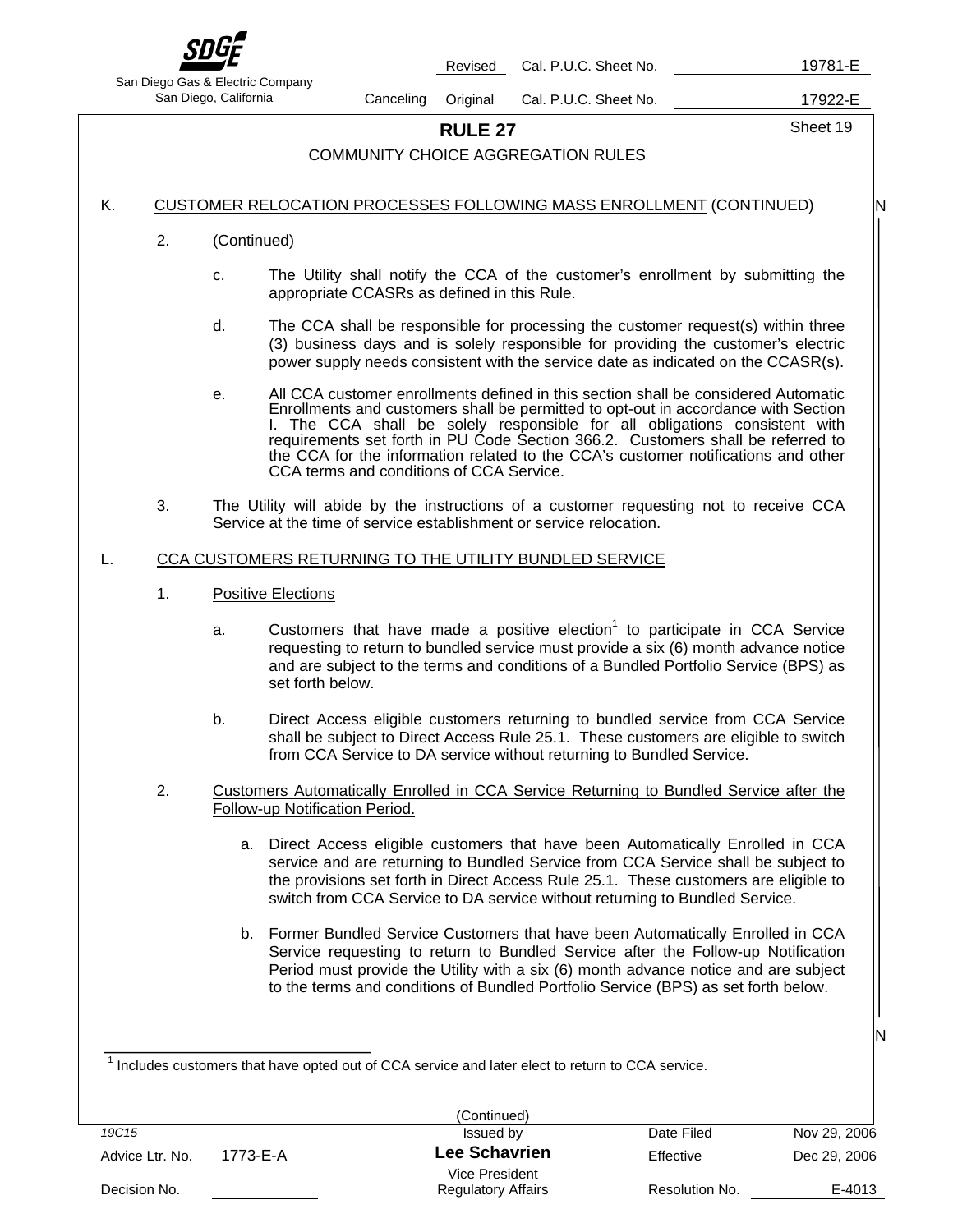# RULE 27

## COMMUNITY CHOICE AGGREGATION RULES

K. CUSTOMER RELOCATION PROCESSES FOLLOWING MASS ENROLLMENT (CONTINUED)

2. (Continued)

   c. The Utility shall notify the CCA of the customer's enrollment by submitting the appropriate CCASRs as defined in this Rule.

   d. The CCA shall be responsible for processing the customer request(s) within three (3) business days and is solely responsible for providing the customer's electric power supply needs consistent with the service date as indicated on the CCASR(s).

   e. All CCA customer enrollments defined in this section shall be considered Automatic Enrollments and customers shall be permitted to opt-out in accordance with Section I. The CCA shall be solely responsible for all obligations consistent with requirements set forth in PU Code Section 366.2. Customers shall be referred to the CCA for the information related to the CCA's customer notifications and other CCA terms and conditions of CCA Service.

3. The Utility will abide by the instructions of a customer requesting not to receive CCA Service at the time of service establishment or service relocation.

L. CCA CUSTOMERS RETURNING TO THE UTILITY BUNDLED SERVICE

1. Positive Elections

   a. Customers that have made a positive election[1] to participate in CCA Service requesting to return to bundled service must provide a six (6) month advance notice and are subject to the terms and conditions of a Bundled Portfolio Service (BPS) as set forth below.

   b. Direct Access eligible customers returning to bundled service from CCA Service shall be subject to Direct Access Rule 25.1. These customers are eligible to switch from CCA Service to DA service without returning to Bundled Service.

2. Customers Automatically Enrolled in CCA Service Returning to Bundled Service after the Follow-up Notification Period.

   a. Direct Access eligible customers that have been Automatically Enrolled in CCA service and are returning to Bundled Service from CCA Service shall be subject to the provisions set forth in Direct Access Rule 25.1. These customers are eligible to switch from CCA Service to DA service without returning to Bundled Service.

   b. Former Bundled Service Customers that have been Automatically Enrolled in CCA Service requesting to return to Bundled Service after the Follow-up Notification Period must provide the Utility with a six (6) month advance notice and are subject to the terms and conditions of Bundled Portfolio Service (BPS) as set forth below.

---

[1] Includes customers that have opted out of CCA service and later elect to return to CCA service.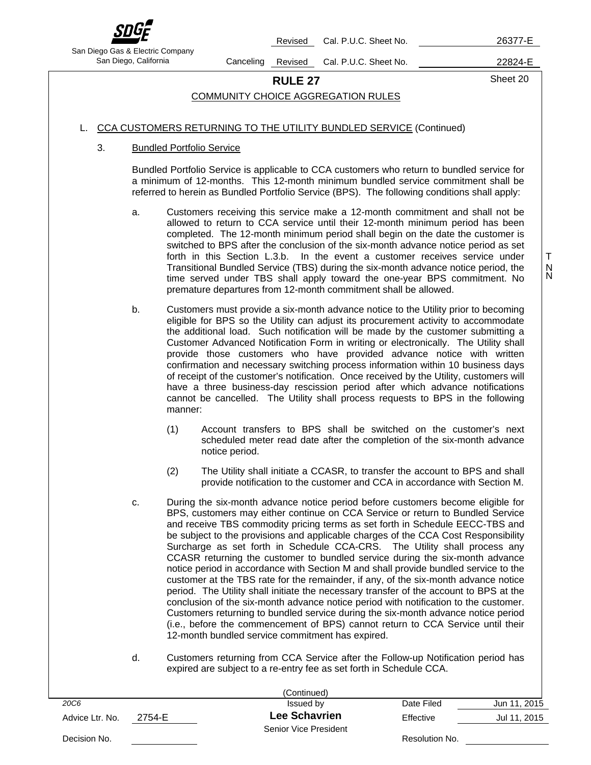# RULE 27

## COMMUNITY CHOICE AGGREGATION RULES

L. CCA CUSTOMERS RETURNING TO THE UTILITY BUNDLED SERVICE (Continued)

3. Bundled Portfolio Service

Bundled Portfolio Service is applicable to CCA customers who return to bundled service for a minimum of 12-months. This 12-month minimum bundled service commitment shall be referred to herein as Bundled Portfolio Service (BPS). The following conditions shall apply:

a. Customers receiving this service make a 12-month commitment and shall not be allowed to return to CCA service until their 12-month minimum period has been completed. The 12-month minimum period shall begin on the date the customer is switched to BPS after the conclusion of the six-month advance notice period as set forth in this Section L.3.b. In the event a customer receives service under Transitional Bundled Service (TBS) during the six-month advance notice period, the time served under TBS shall apply toward the one-year BPS commitment. No premature departures from 12-month commitment shall be allowed.

b. Customers must provide a six-month advance notice to the Utility prior to becoming eligible for BPS so the Utility can adjust its procurement activity to accommodate the additional load. Such notification will be made by the customer submitting a Customer Advanced Notification Form in writing or electronically. The Utility shall provide those customers who have provided advance notice with written confirmation and necessary switching process information within 10 business days of receipt of the customer's notification. Once received by the Utility, customers will have a three business-day rescission period after which advance notifications cannot be cancelled. The Utility shall process requests to BPS in the following manner:

(1) Account transfers to BPS shall be switched on the customer's next scheduled meter read date after the completion of the six-month advance notice period.

(2) The Utility shall initiate a CCASR, to transfer the account to BPS and shall provide notification to the customer and CCA in accordance with Section M.

c. During the six-month advance notice period before customers become eligible for BPS, customers may either continue on CCA Service or return to Bundled Service and receive TBS commodity pricing terms as set forth in Schedule EECC-TBS and be subject to the provisions and applicable charges of the CCA Cost Responsibility Surcharge as set forth in Schedule CCA-CRS. The Utility shall process any CCASR returning the customer to bundled service during the six-month advance notice period in accordance with Section M and shall provide bundled service to the customer at the TBS rate for the remainder, if any, of the six-month advance notice period. The Utility shall initiate the necessary transfer of the account to BPS at the conclusion of the six-month advance notice period with notification to the customer. Customers returning to bundled service during the six-month advance notice period (i.e., before the commencement of BPS) cannot return to CCA Service until their 12-month bundled service commitment has expired.

d. Customers returning from CCA Service after the Follow-up Notification period has expired are subject to a re-entry fee as set forth in Schedule CCA.

(Continued)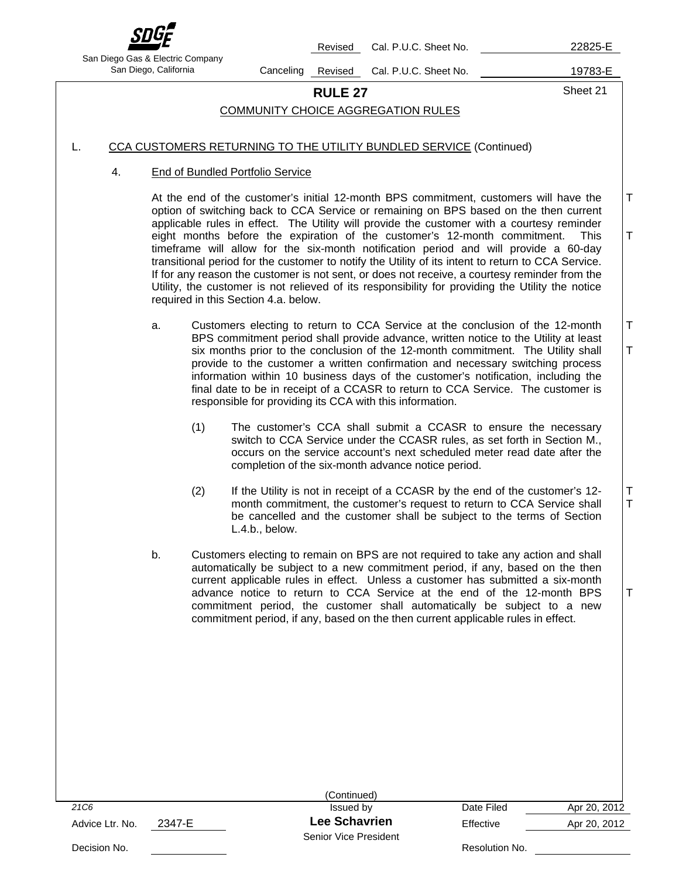# RULE 27

## COMMUNITY CHOICE AGGREGATION RULES

L. CCA CUSTOMERS RETURNING TO THE UTILITY BUNDLED SERVICE (Continued)

4. End of Bundled Portfolio Service

At the end of the customer's initial 12-month BPS commitment, customers will have the option of switching back to CCA Service or remaining on BPS based on the then current applicable rules in effect. The Utility will provide the customer with a courtesy reminder eight months before the expiration of the customer's 12-month commitment. This timeframe will allow for the six-month notification period and will provide a 60-day transitional period for the customer to notify the Utility of its intent to return to CCA Service. If for any reason the customer is not sent, or does not receive, a courtesy reminder from the Utility, the customer is not relieved of its responsibility for providing the Utility the notice required in this Section 4.a. below.

a. Customers electing to return to CCA Service at the conclusion of the 12-month BPS commitment period shall provide advance, written notice to the Utility at least six months prior to the conclusion of the 12-month commitment. The Utility shall provide to the customer a written confirmation and necessary switching process information within 10 business days of the customer's notification, including the final date to be in receipt of a CCASR to return to CCA Service. The customer is responsible for providing its CCA with this information.

   (1) The customer's CCA shall submit a CCASR to ensure the necessary switch to CCA Service under the CCASR rules, as set forth in Section M., occurs on the service account's next scheduled meter read date after the completion of the six-month advance notice period.

   (2) If the Utility is not in receipt of a CCASR by the end of the customer's 12-month commitment, the customer's request to return to CCA Service shall be cancelled and the customer shall be subject to the terms of Section L.4.b., below.

b. Customers electing to remain on BPS are not required to take any action and shall automatically be subject to a new commitment period, if any, based on the then current applicable rules in effect. Unless a customer has submitted a six-month advance notice to return to CCA Service at the end of the 12-month BPS commitment period, the customer shall automatically be subject to a new commitment period, if any, based on the then current applicable rules in effect.

(Continued)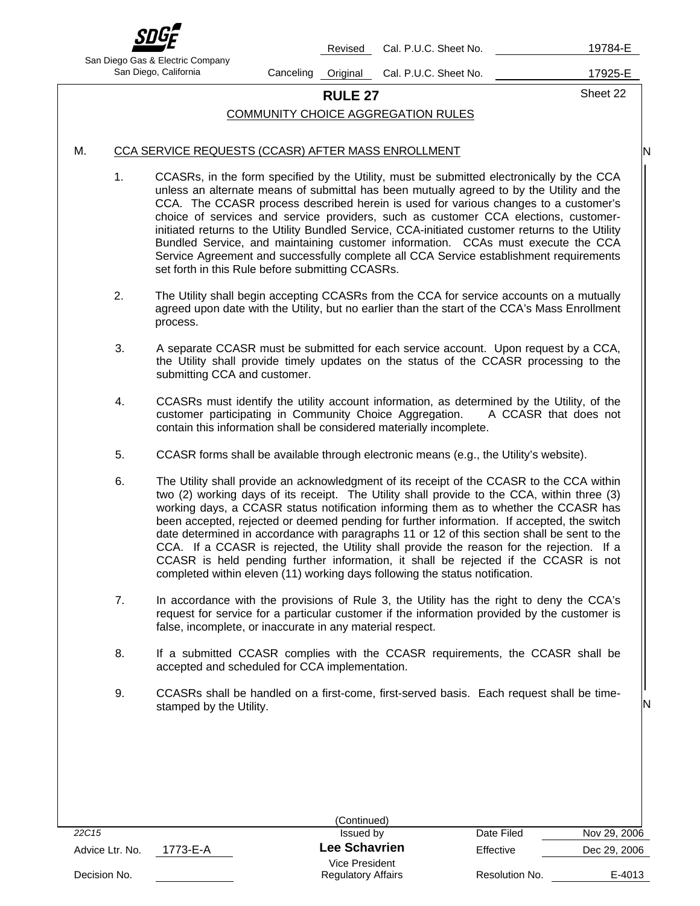## RULE 27

### COMMUNITY CHOICE AGGREGATION RULES

M. CCA SERVICE REQUESTS (CCASR) AFTER MASS ENROLLMENT

1. CCASRs, in the form specified by the Utility, must be submitted electronically by the CCA unless an alternate means of submittal has been mutually agreed to by the Utility and the CCA. The CCASR process described herein is used for various changes to a customer's choice of services and service providers, such as customer CCA elections, customer-initiated returns to the Utility Bundled Service, CCA-initiated customer returns to the Utility Bundled Service, and maintaining customer information. CCAs must execute the CCA Service Agreement and successfully complete all CCA Service establishment requirements set forth in this Rule before submitting CCASRs.

2. The Utility shall begin accepting CCASRs from the CCA for service accounts on a mutually agreed upon date with the Utility, but no earlier than the start of the CCA's Mass Enrollment process.

3. A separate CCASR must be submitted for each service account. Upon request by a CCA, the Utility shall provide timely updates on the status of the CCASR processing to the submitting CCA and customer.

4. CCASRs must identify the utility account information, as determined by the Utility, of the customer participating in Community Choice Aggregation. A CCASR that does not contain this information shall be considered materially incomplete.

5. CCASR forms shall be available through electronic means (e.g., the Utility's website).

6. The Utility shall provide an acknowledgment of its receipt of the CCASR to the CCA within two (2) working days of its receipt. The Utility shall provide to the CCA, within three (3) working days, a CCASR status notification informing them as to whether the CCASR has been accepted, rejected or deemed pending for further information. If accepted, the switch date determined in accordance with paragraphs 11 or 12 of this section shall be sent to the CCA. If a CCASR is rejected, the Utility shall provide the reason for the rejection. If a CCASR is held pending further information, it shall be rejected if the CCASR is not completed within eleven (11) working days following the status notification.

7. In accordance with the provisions of Rule 3, the Utility has the right to deny the CCA's request for service for a particular customer if the information provided by the customer is false, incomplete, or inaccurate in any material respect.

8. If a submitted CCASR complies with the CCASR requirements, the CCASR shall be accepted and scheduled for CCA implementation.

9. CCASRs shall be handled on a first-come, first-served basis. Each request shall be time-stamped by the Utility.

(Continued)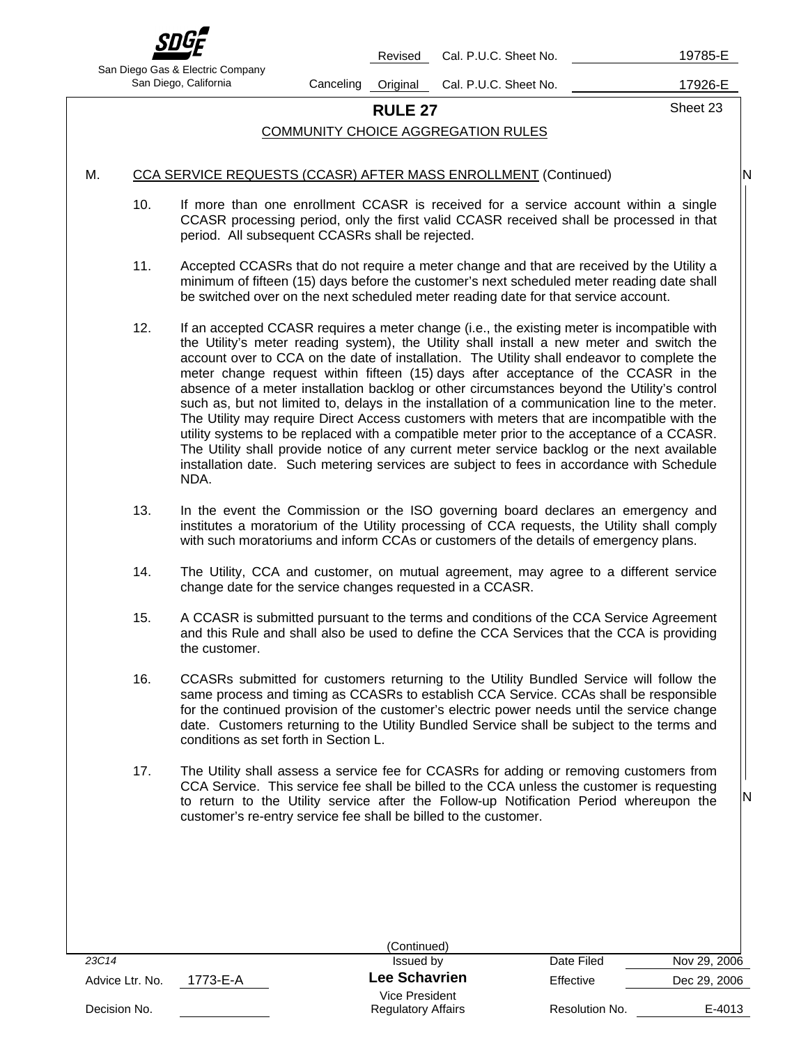## RULE 27

### COMMUNITY CHOICE AGGREGATION RULES

M. CCA SERVICE REQUESTS (CCASR) AFTER MASS ENROLLMENT (Continued)

10. If more than one enrollment CCASR is received for a service account within a single CCASR processing period, only the first valid CCASR received shall be processed in that period. All subsequent CCASRs shall be rejected.

11. Accepted CCASRs that do not require a meter change and that are received by the Utility a minimum of fifteen (15) days before the customer's next scheduled meter reading date shall be switched over on the next scheduled meter reading date for that service account.

12. If an accepted CCASR requires a meter change (i.e., the existing meter is incompatible with the Utility's meter reading system), the Utility shall install a new meter and switch the account over to CCA on the date of installation. The Utility shall endeavor to complete the meter change request within fifteen (15) days after acceptance of the CCASR in the absence of a meter installation backlog or other circumstances beyond the Utility's control such as, but not limited to, delays in the installation of a communication line to the meter. The Utility may require Direct Access customers with meters that are incompatible with the utility systems to be replaced with a compatible meter prior to the acceptance of a CCASR. The Utility shall provide notice of any current meter service backlog or the next available installation date. Such metering services are subject to fees in accordance with Schedule NDA.

13. In the event the Commission or the ISO governing board declares an emergency and institutes a moratorium of the Utility processing of CCA requests, the Utility shall comply with such moratoriums and inform CCAs or customers of the details of emergency plans.

14. The Utility, CCA and customer, on mutual agreement, may agree to a different service change date for the service changes requested in a CCASR.

15. A CCASR is submitted pursuant to the terms and conditions of the CCA Service Agreement and this Rule and shall also be used to define the CCA Services that the CCA is providing the customer.

16. CCASRs submitted for customers returning to the Utility Bundled Service will follow the same process and timing as CCASRs to establish CCA Service. CCAs shall be responsible for the continued provision of the customer's electric power needs until the service change date. Customers returning to the Utility Bundled Service shall be subject to the terms and conditions as set forth in Section L.

17. The Utility shall assess a service fee for CCASRs for adding or removing customers from CCA Service. This service fee shall be billed to the CCA unless the customer is requesting to return to the Utility service after the Follow-up Notification Period whereupon the customer's re-entry service fee shall be billed to the customer.

(Continued)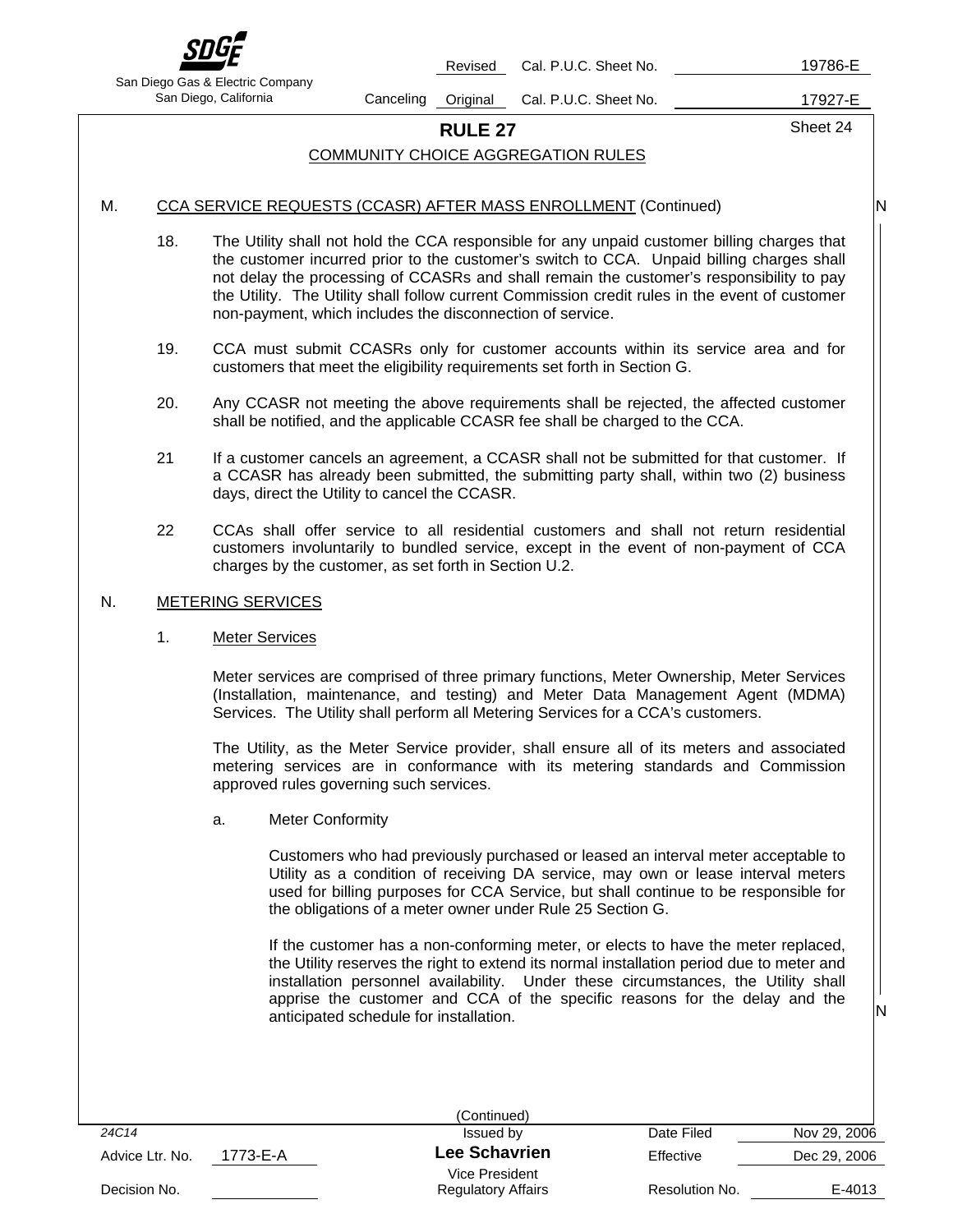## RULE 27

### COMMUNITY CHOICE AGGREGATION RULES

M. CCA SERVICE REQUESTS (CCASR) AFTER MASS ENROLLMENT (Continued)

18. The Utility shall not hold the CCA responsible for any unpaid customer billing charges that the customer incurred prior to the customer's switch to CCA. Unpaid billing charges shall not delay the processing of CCASRs and shall remain the customer's responsibility to pay the Utility. The Utility shall follow current Commission credit rules in the event of customer non-payment, which includes the disconnection of service.

19. CCA must submit CCASRs only for customer accounts within its service area and for customers that meet the eligibility requirements set forth in Section G.

20. Any CCASR not meeting the above requirements shall be rejected, the affected customer shall be notified, and the applicable CCASR fee shall be charged to the CCA.

21 If a customer cancels an agreement, a CCASR shall not be submitted for that customer. If a CCASR has already been submitted, the submitting party shall, within two (2) business days, direct the Utility to cancel the CCASR.

22 CCAs shall offer service to all residential customers and shall not return residential customers involuntarily to bundled service, except in the event of non-payment of CCA charges by the customer, as set forth in Section U.2.

N. METERING SERVICES

1. Meter Services

Meter services are comprised of three primary functions, Meter Ownership, Meter Services (Installation, maintenance, and testing) and Meter Data Management Agent (MDMA) Services. The Utility shall perform all Metering Services for a CCA's customers.

The Utility, as the Meter Service provider, shall ensure all of its meters and associated metering services are in conformance with its metering standards and Commission approved rules governing such services.

a. Meter Conformity

Customers who had previously purchased or leased an interval meter acceptable to Utility as a condition of receiving DA service, may own or lease interval meters used for billing purposes for CCA Service, but shall continue to be responsible for the obligations of a meter owner under Rule 25 Section G.

If the customer has a non-conforming meter, or elects to have the meter replaced, the Utility reserves the right to extend its normal installation period due to meter and installation personnel availability. Under these circumstances, the Utility shall apprise the customer and CCA of the specific reasons for the delay and the anticipated schedule for installation.

(Continued)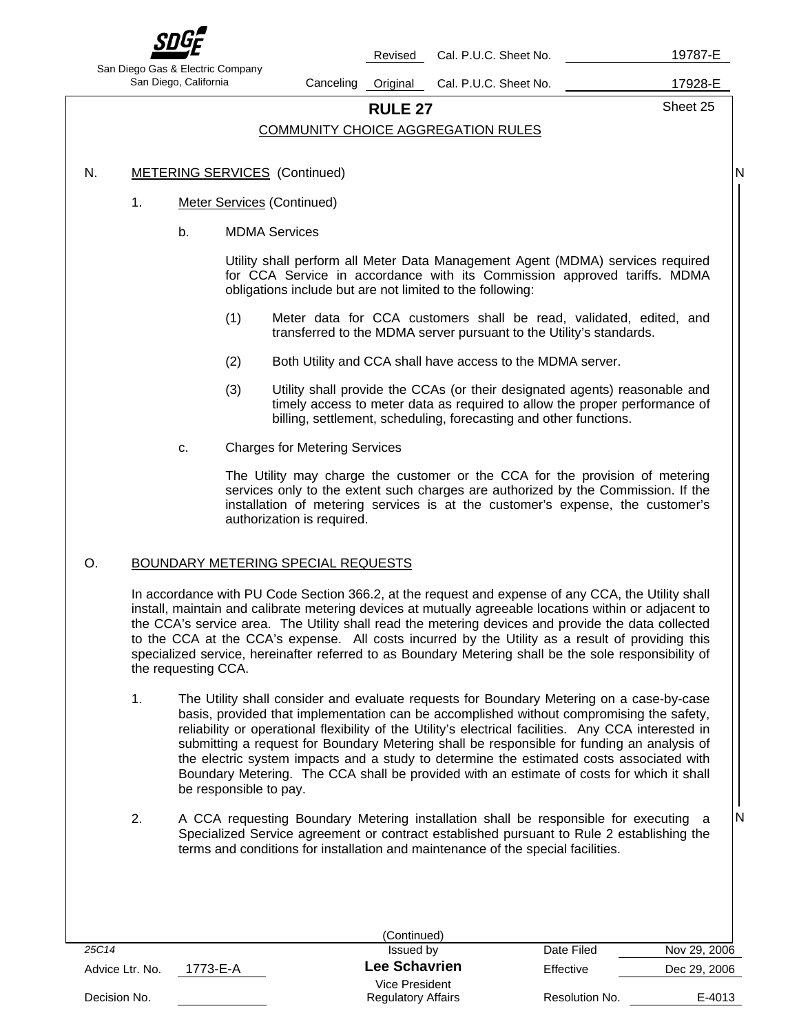## RULE 27

### COMMUNITY CHOICE AGGREGATION RULES

N. METERING SERVICES (Continued)

1. Meter Services (Continued)

   b. MDMA Services

   Utility shall perform all Meter Data Management Agent (MDMA) services required for CCA Service in accordance with its Commission approved tariffs. MDMA obligations include but are not limited to the following:

   (1) Meter data for CCA customers shall be read, validated, edited, and transferred to the MDMA server pursuant to the Utility's standards.

   (2) Both Utility and CCA shall have access to the MDMA server.

   (3) Utility shall provide the CCAs (or their designated agents) reasonable and timely access to meter data as required to allow the proper performance of billing, settlement, scheduling, forecasting and other functions.

   c. Charges for Metering Services

   The Utility may charge the customer or the CCA for the provision of metering services only to the extent such charges are authorized by the Commission. If the installation of metering services is at the customer's expense, the customer's authorization is required.

O. BOUNDARY METERING SPECIAL REQUESTS

In accordance with PU Code Section 366.2, at the request and expense of any CCA, the Utility shall install, maintain and calibrate metering devices at mutually agreeable locations within or adjacent to the CCA's service area. The Utility shall read the metering devices and provide the data collected to the CCA at the CCA's expense. All costs incurred by the Utility as a result of providing this specialized service, hereinafter referred to as Boundary Metering shall be the sole responsibility of the requesting CCA.

1. The Utility shall consider and evaluate requests for Boundary Metering on a case-by-case basis, provided that implementation can be accomplished without compromising the safety, reliability or operational flexibility of the Utility's electrical facilities. Any CCA interested in submitting a request for Boundary Metering shall be responsible for funding an analysis of the electric system impacts and a study to determine the estimated costs associated with Boundary Metering. The CCA shall be provided with an estimate of costs for which it shall be responsible to pay.

2. A CCA requesting Boundary Metering installation shall be responsible for executing a Specialized Service agreement or contract established pursuant to Rule 2 establishing the terms and conditions for installation and maintenance of the special facilities.

(Continued)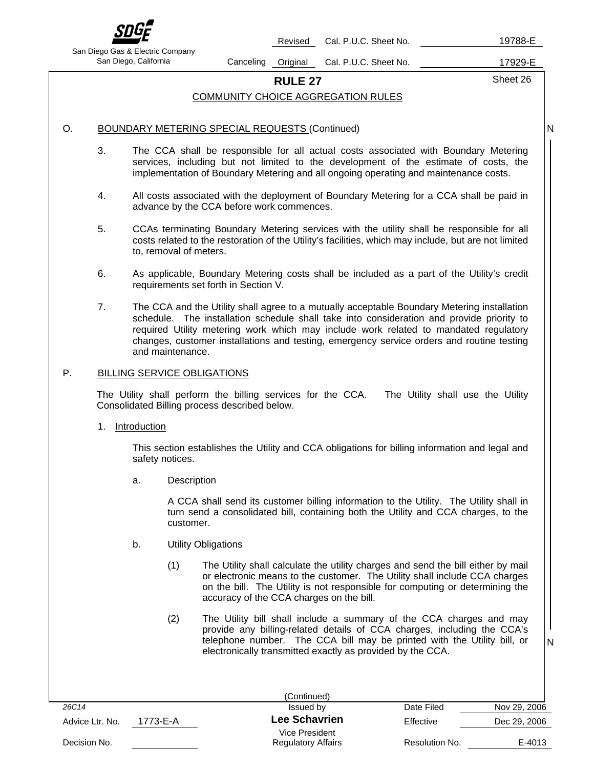# RULE 27

## COMMUNITY CHOICE AGGREGATION RULES

### O. BOUNDARY METERING SPECIAL REQUESTS (Continued)

3. The CCA shall be responsible for all actual costs associated with Boundary Metering services, including but not limited to the development of the estimate of costs, the implementation of Boundary Metering and all ongoing operating and maintenance costs.

4. All costs associated with the deployment of Boundary Metering for a CCA shall be paid in advance by the CCA before work commences.

5. CCAs terminating Boundary Metering services with the utility shall be responsible for all costs related to the restoration of the Utility's facilities, which may include, but are not limited to, removal of meters.

6. As applicable, Boundary Metering costs shall be included as a part of the Utility's credit requirements set forth in Section V.

7. The CCA and the Utility shall agree to a mutually acceptable Boundary Metering installation schedule. The installation schedule shall take into consideration and provide priority to required Utility metering work which may include work related to mandated regulatory changes, customer installations and testing, emergency service orders and routine testing and maintenance.

### P. BILLING SERVICE OBLIGATIONS

The Utility shall perform the billing services for the CCA. The Utility shall use the Utility Consolidated Billing process described below.

1. Introduction

   This section establishes the Utility and CCA obligations for billing information and legal and safety notices.

   a. Description

      A CCA shall send its customer billing information to the Utility. The Utility shall in turn send a consolidated bill, containing both the Utility and CCA charges, to the customer.

   b. Utility Obligations

      (1) The Utility shall calculate the utility charges and send the bill either by mail or electronic means to the customer. The Utility shall include CCA charges on the bill. The Utility is not responsible for computing or determining the accuracy of the CCA charges on the bill.

      (2) The Utility bill shall include a summary of the CCA charges and may provide any billing-related details of CCA charges, including the CCA's telephone number. The CCA bill may be printed with the Utility bill, or electronically transmitted exactly as provided by the CCA.

(Continued)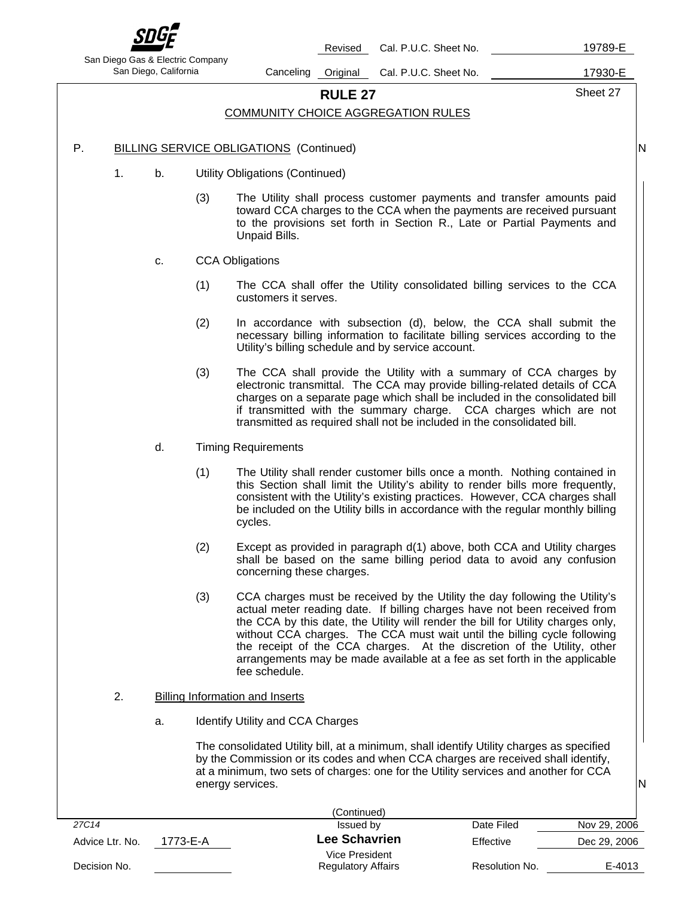# RULE 27

## COMMUNITY CHOICE AGGREGATION RULES

P. BILLING SERVICE OBLIGATIONS (Continued)

1. b. Utility Obligations (Continued)

(3) The Utility shall process customer payments and transfer amounts paid toward CCA charges to the CCA when the payments are received pursuant to the provisions set forth in Section R., Late or Partial Payments and Unpaid Bills.

c. CCA Obligations

(1) The CCA shall offer the Utility consolidated billing services to the CCA customers it serves.

(2) In accordance with subsection (d), below, the CCA shall submit the necessary billing information to facilitate billing services according to the Utility's billing schedule and by service account.

(3) The CCA shall provide the Utility with a summary of CCA charges by electronic transmittal. The CCA may provide billing-related details of CCA charges on a separate page which shall be included in the consolidated bill if transmitted with the summary charge. CCA charges which are not transmitted as required shall not be included in the consolidated bill.

d. Timing Requirements

(1) The Utility shall render customer bills once a month. Nothing contained in this Section shall limit the Utility's ability to render bills more frequently, consistent with the Utility's existing practices. However, CCA charges shall be included on the Utility bills in accordance with the regular monthly billing cycles.

(2) Except as provided in paragraph d(1) above, both CCA and Utility charges shall be based on the same billing period data to avoid any confusion concerning these charges.

(3) CCA charges must be received by the Utility the day following the Utility's actual meter reading date. If billing charges have not been received from the CCA by this date, the Utility will render the bill for Utility charges only, without CCA charges. The CCA must wait until the billing cycle following the receipt of the CCA charges. At the discretion of the Utility, other arrangements may be made available at a fee as set forth in the applicable fee schedule.

2. Billing Information and Inserts

a. Identify Utility and CCA Charges

The consolidated Utility bill, at a minimum, shall identify Utility charges as specified by the Commission or its codes and when CCA charges are received shall identify, at a minimum, two sets of charges: one for the Utility services and another for CCA energy services.

(Continued)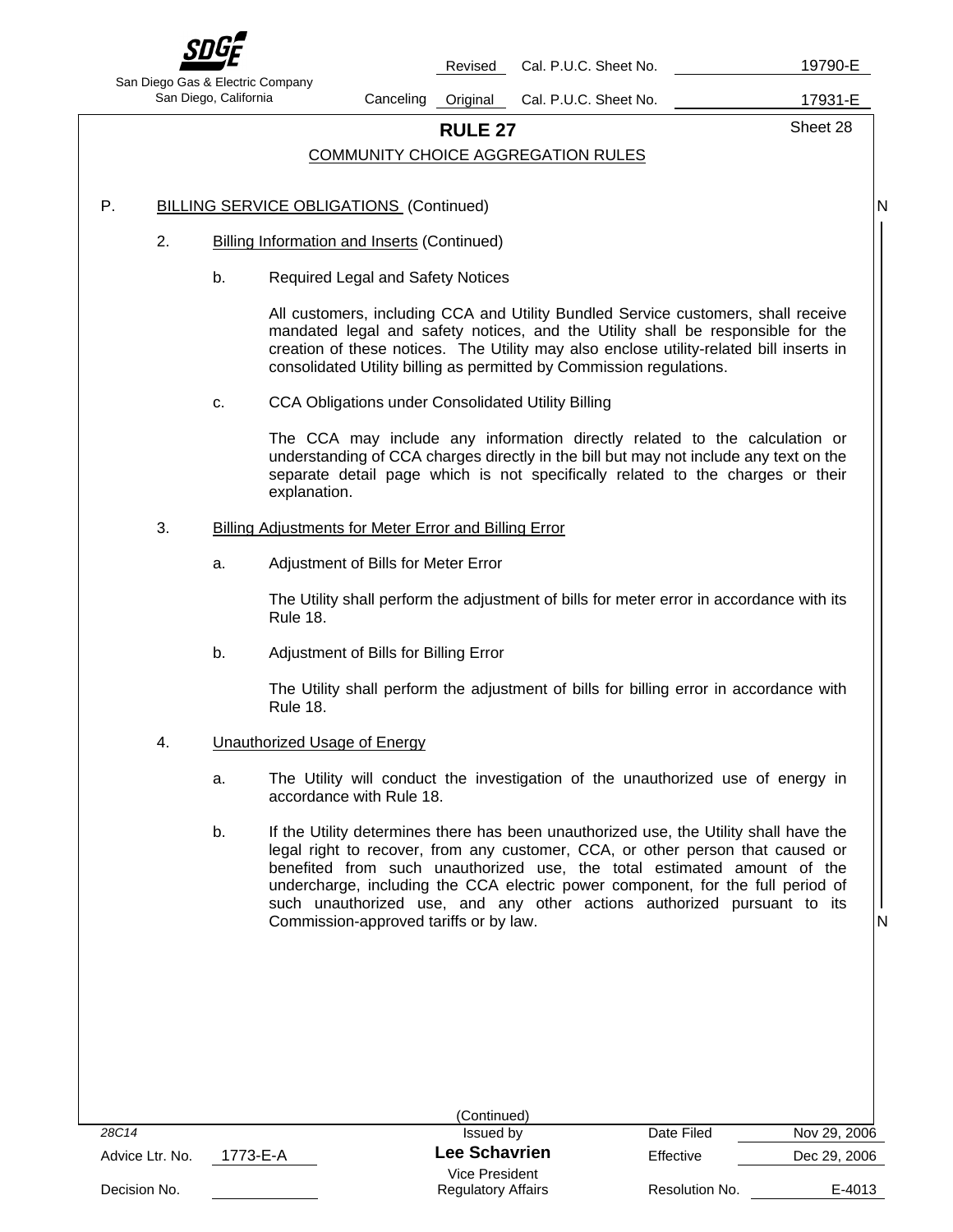# RULE 27

## COMMUNITY CHOICE AGGREGATION RULES

P. BILLING SERVICE OBLIGATIONS (Continued)

2. Billing Information and Inserts (Continued)

   b. Required Legal and Safety Notices

      All customers, including CCA and Utility Bundled Service customers, shall receive mandated legal and safety notices, and the Utility shall be responsible for the creation of these notices. The Utility may also enclose utility-related bill inserts in consolidated Utility billing as permitted by Commission regulations.

   c. CCA Obligations under Consolidated Utility Billing

      The CCA may include any information directly related to the calculation or understanding of CCA charges directly in the bill but may not include any text on the separate detail page which is not specifically related to the charges or their explanation.

3. Billing Adjustments for Meter Error and Billing Error

   a. Adjustment of Bills for Meter Error

      The Utility shall perform the adjustment of bills for meter error in accordance with its Rule 18.

   b. Adjustment of Bills for Billing Error

      The Utility shall perform the adjustment of bills for billing error in accordance with Rule 18.

4. Unauthorized Usage of Energy

   a. The Utility will conduct the investigation of the unauthorized use of energy in accordance with Rule 18.

   b. If the Utility determines there has been unauthorized use, the Utility shall have the legal right to recover, from any customer, CCA, or other person that caused or benefited from such unauthorized use, the total estimated amount of the undercharge, including the CCA electric power component, for the full period of such unauthorized use, and any other actions authorized pursuant to its Commission-approved tariffs or by law.

(Continued)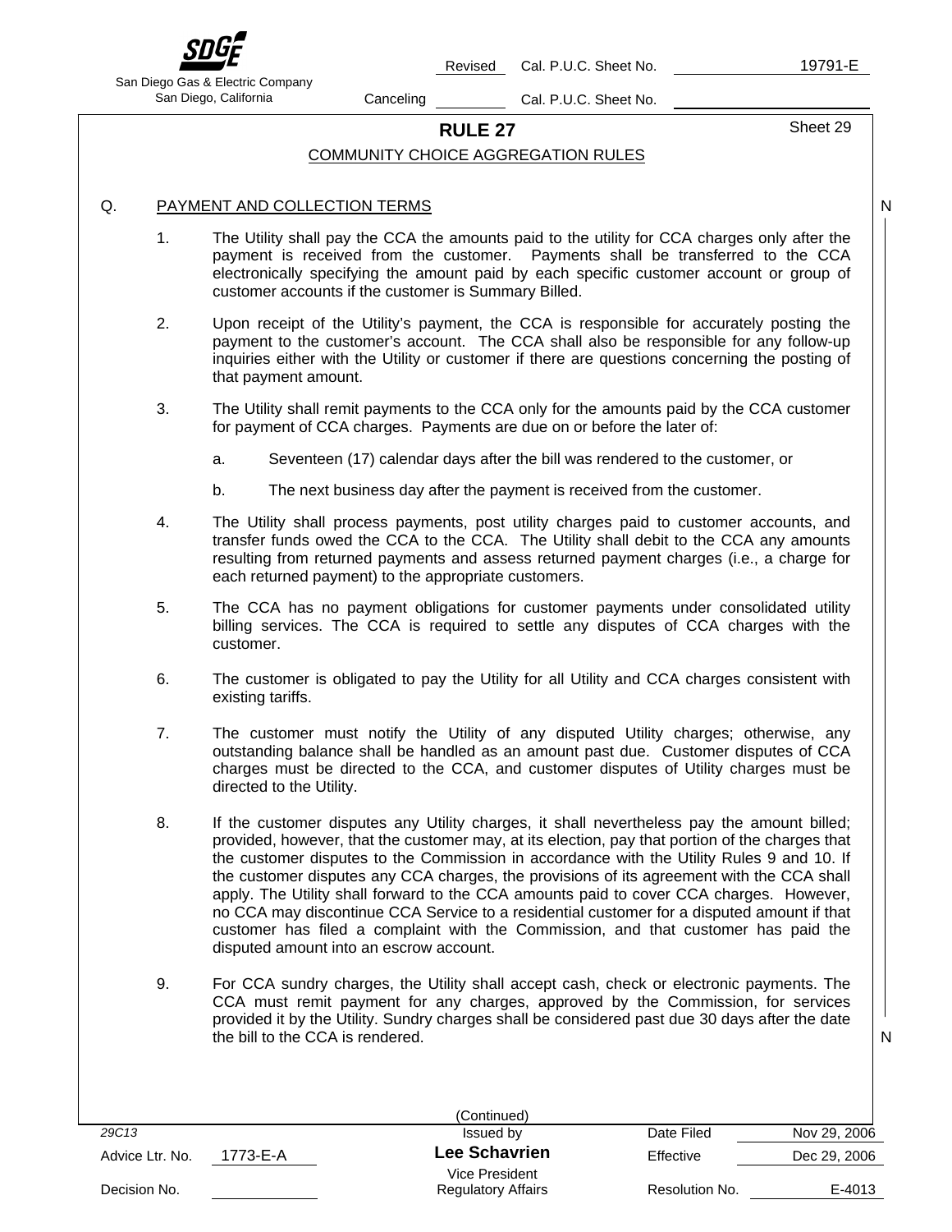## RULE 27

### COMMUNITY CHOICE AGGREGATION RULES

Q. PAYMENT AND COLLECTION TERMS

1. The Utility shall pay the CCA the amounts paid to the utility for CCA charges only after the payment is received from the customer. Payments shall be transferred to the CCA electronically specifying the amount paid by each specific customer account or group of customer accounts if the customer is Summary Billed.

2. Upon receipt of the Utility's payment, the CCA is responsible for accurately posting the payment to the customer's account. The CCA shall also be responsible for any follow-up inquiries either with the Utility or customer if there are questions concerning the posting of that payment amount.

3. The Utility shall remit payments to the CCA only for the amounts paid by the CCA customer for payment of CCA charges. Payments are due on or before the later of:

   a. Seventeen (17) calendar days after the bill was rendered to the customer, or

   b. The next business day after the payment is received from the customer.

4. The Utility shall process payments, post utility charges paid to customer accounts, and transfer funds owed the CCA to the CCA. The Utility shall debit to the CCA any amounts resulting from returned payments and assess returned payment charges (i.e., a charge for each returned payment) to the appropriate customers.

5. The CCA has no payment obligations for customer payments under consolidated utility billing services. The CCA is required to settle any disputes of CCA charges with the customer.

6. The customer is obligated to pay the Utility for all Utility and CCA charges consistent with existing tariffs.

7. The customer must notify the Utility of any disputed Utility charges; otherwise, any outstanding balance shall be handled as an amount past due. Customer disputes of CCA charges must be directed to the CCA, and customer disputes of Utility charges must be directed to the Utility.

8. If the customer disputes any Utility charges, it shall nevertheless pay the amount billed; provided, however, that the customer may, at its election, pay that portion of the charges that the customer disputes to the Commission in accordance with the Utility Rules 9 and 10. If the customer disputes any CCA charges, the provisions of its agreement with the CCA shall apply. The Utility shall forward to the CCA amounts paid to cover CCA charges. However, no CCA may discontinue CCA Service to a residential customer for a disputed amount if that customer has filed a complaint with the Commission, and that customer has paid the disputed amount into an escrow account.

9. For CCA sundry charges, the Utility shall accept cash, check or electronic payments. The CCA must remit payment for any charges, approved by the Commission, for services provided it by the Utility. Sundry charges shall be considered past due 30 days after the date the bill to the CCA is rendered.

(Continued)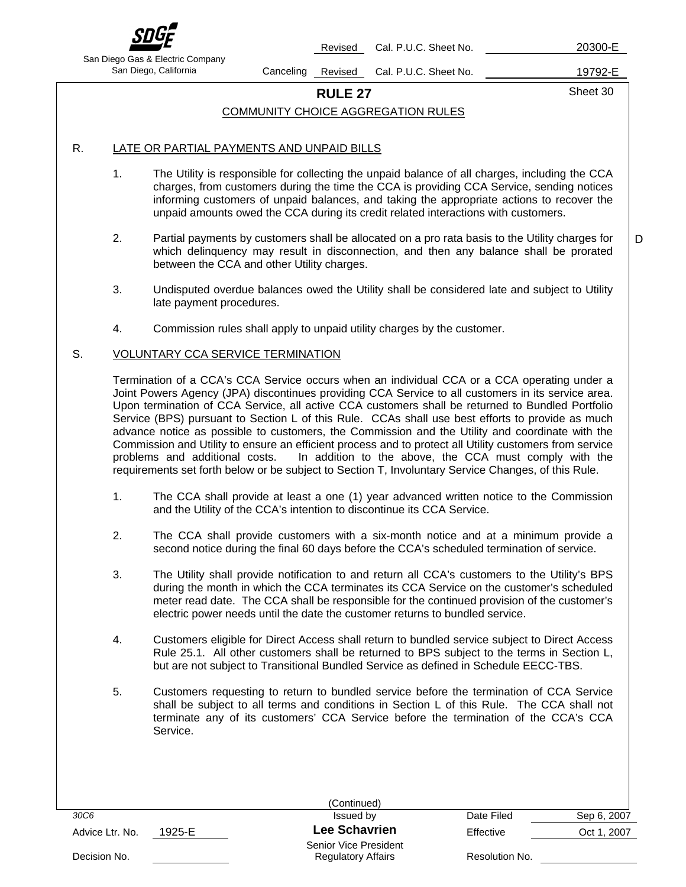## RULE 27

### COMMUNITY CHOICE AGGREGATION RULES

R. LATE OR PARTIAL PAYMENTS AND UNPAID BILLS

1. The Utility is responsible for collecting the unpaid balance of all charges, including the CCA charges, from customers during the time the CCA is providing CCA Service, sending notices informing customers of unpaid balances, and taking the appropriate actions to recover the unpaid amounts owed the CCA during its credit related interactions with customers.

2. Partial payments by customers shall be allocated on a pro rata basis to the Utility charges for which delinquency may result in disconnection, and then any balance shall be prorated between the CCA and other Utility charges. D

3. Undisputed overdue balances owed the Utility shall be considered late and subject to Utility late payment procedures.

4. Commission rules shall apply to unpaid utility charges by the customer.

S. VOLUNTARY CCA SERVICE TERMINATION

Termination of a CCA's CCA Service occurs when an individual CCA or a CCA operating under a Joint Powers Agency (JPA) discontinues providing CCA Service to all customers in its service area. Upon termination of CCA Service, all active CCA customers shall be returned to Bundled Portfolio Service (BPS) pursuant to Section L of this Rule. CCAs shall use best efforts to provide as much advance notice as possible to customers, the Commission and the Utility and coordinate with the Commission and Utility to ensure an efficient process and to protect all Utility customers from service problems and additional costs. In addition to the above, the CCA must comply with the requirements set forth below or be subject to Section T, Involuntary Service Changes, of this Rule.

1. The CCA shall provide at least a one (1) year advanced written notice to the Commission and the Utility of the CCA's intention to discontinue its CCA Service.

2. The CCA shall provide customers with a six-month notice and at a minimum provide a second notice during the final 60 days before the CCA's scheduled termination of service.

3. The Utility shall provide notification to and return all CCA's customers to the Utility's BPS during the month in which the CCA terminates its CCA Service on the customer's scheduled meter read date. The CCA shall be responsible for the continued provision of the customer's electric power needs until the date the customer returns to bundled service.

4. Customers eligible for Direct Access shall return to bundled service subject to Direct Access Rule 25.1. All other customers shall be returned to BPS subject to the terms in Section L, but are not subject to Transitional Bundled Service as defined in Schedule EECC-TBS.

5. Customers requesting to return to bundled service before the termination of CCA Service shall be subject to all terms and conditions in Section L of this Rule. The CCA shall not terminate any of its customers' CCA Service before the termination of the CCA's CCA Service.

(Continued)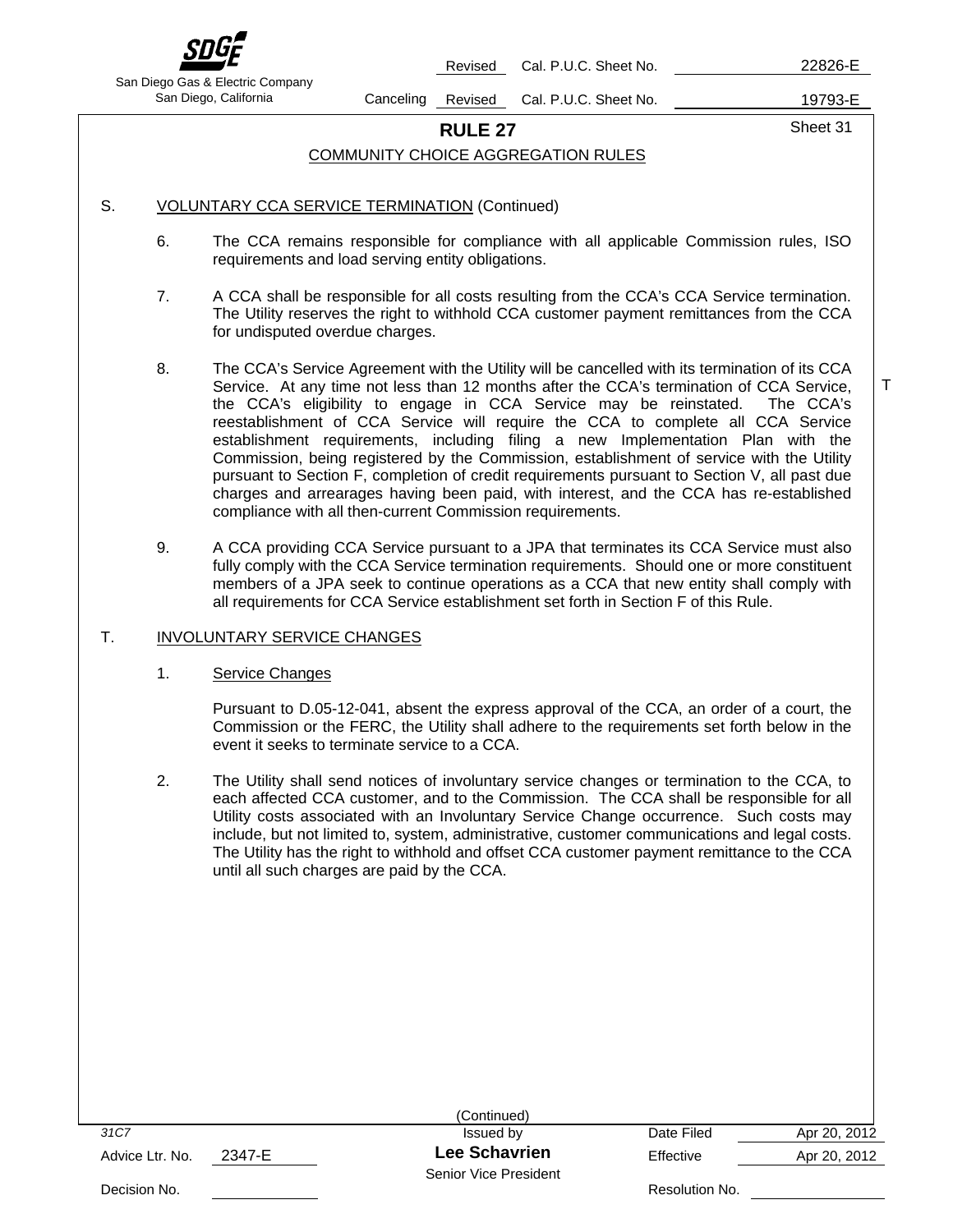## RULE 27

### COMMUNITY CHOICE AGGREGATION RULES

S. VOLUNTARY CCA SERVICE TERMINATION (Continued)

6. The CCA remains responsible for compliance with all applicable Commission rules, ISO requirements and load serving entity obligations.

7. A CCA shall be responsible for all costs resulting from the CCA's CCA Service termination. The Utility reserves the right to withhold CCA customer payment remittances from the CCA for undisputed overdue charges.

8. The CCA's Service Agreement with the Utility will be cancelled with its termination of its CCA Service. At any time not less than 12 months after the CCA's termination of CCA Service, the CCA's eligibility to engage in CCA Service may be reinstated. The CCA's reestablishment of CCA Service will require the CCA to complete all CCA Service establishment requirements, including filing a new Implementation Plan with the Commission, being registered by the Commission, establishment of service with the Utility pursuant to Section F, completion of credit requirements pursuant to Section V, all past due charges and arrearages having been paid, with interest, and the CCA has re-established compliance with all then-current Commission requirements. T

9. A CCA providing CCA Service pursuant to a JPA that terminates its CCA Service must also fully comply with the CCA Service termination requirements. Should one or more constituent members of a JPA seek to continue operations as a CCA that new entity shall comply with all requirements for CCA Service establishment set forth in Section F of this Rule.

T. INVOLUNTARY SERVICE CHANGES

1. Service Changes

   Pursuant to D.05-12-041, absent the express approval of the CCA, an order of a court, the Commission or the FERC, the Utility shall adhere to the requirements set forth below in the event it seeks to terminate service to a CCA.

2. The Utility shall send notices of involuntary service changes or termination to the CCA, to each affected CCA customer, and to the Commission. The CCA shall be responsible for all Utility costs associated with an Involuntary Service Change occurrence. Such costs may include, but not limited to, system, administrative, customer communications and legal costs. The Utility has the right to withhold and offset CCA customer payment remittance to the CCA until all such charges are paid by the CCA.

(Continued)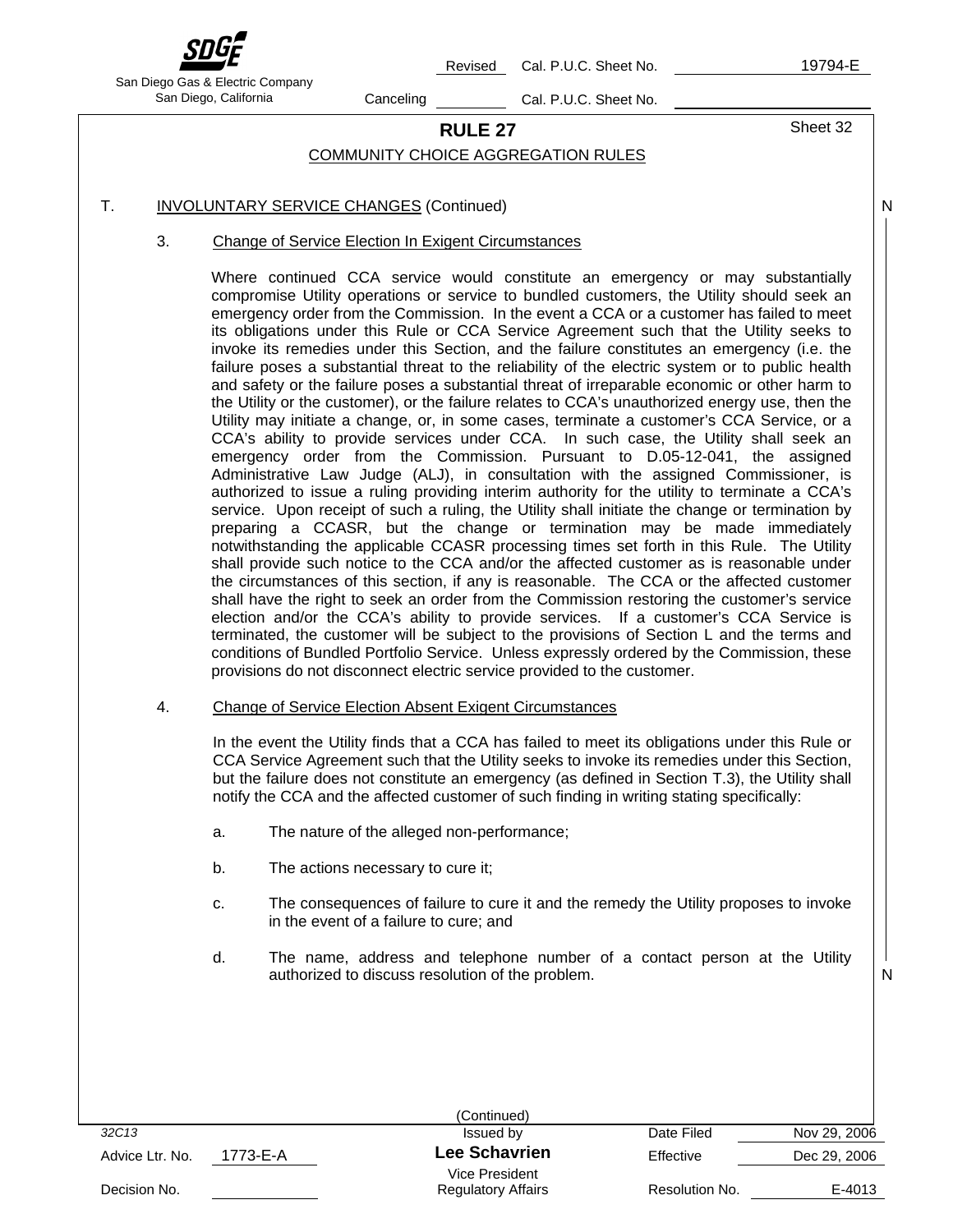## RULE 27

### COMMUNITY CHOICE AGGREGATION RULES

T. INVOLUNTARY SERVICE CHANGES (Continued)

3. Change of Service Election In Exigent Circumstances

Where continued CCA service would constitute an emergency or may substantially compromise Utility operations or service to bundled customers, the Utility should seek an emergency order from the Commission. In the event a CCA or a customer has failed to meet its obligations under this Rule or CCA Service Agreement such that the Utility seeks to invoke its remedies under this Section, and the failure constitutes an emergency (i.e. the failure poses a substantial threat to the reliability of the electric system or to public health and safety or the failure poses a substantial threat of irreparable economic or other harm to the Utility or the customer), or the failure relates to CCA's unauthorized energy use, then the Utility may initiate a change, or, in some cases, terminate a customer's CCA Service, or a CCA's ability to provide services under CCA. In such case, the Utility shall seek an emergency order from the Commission. Pursuant to D.05-12-041, the assigned Administrative Law Judge (ALJ), in consultation with the assigned Commissioner, is authorized to issue a ruling providing interim authority for the utility to terminate a CCA's service. Upon receipt of such a ruling, the Utility shall initiate the change or termination by preparing a CCASR, but the change or termination may be made immediately notwithstanding the applicable CCASR processing times set forth in this Rule. The Utility shall provide such notice to the CCA and/or the affected customer as is reasonable under the circumstances of this section, if any is reasonable. The CCA or the affected customer shall have the right to seek an order from the Commission restoring the customer's service election and/or the CCA's ability to provide services. If a customer's CCA Service is terminated, the customer will be subject to the provisions of Section L and the terms and conditions of Bundled Portfolio Service. Unless expressly ordered by the Commission, these provisions do not disconnect electric service provided to the customer.

4. Change of Service Election Absent Exigent Circumstances

In the event the Utility finds that a CCA has failed to meet its obligations under this Rule or CCA Service Agreement such that the Utility seeks to invoke its remedies under this Section, but the failure does not constitute an emergency (as defined in Section T.3), the Utility shall notify the CCA and the affected customer of such finding in writing stating specifically:

a. The nature of the alleged non-performance;

b. The actions necessary to cure it;

c. The consequences of failure to cure it and the remedy the Utility proposes to invoke in the event of a failure to cure; and

d. The name, address and telephone number of a contact person at the Utility authorized to discuss resolution of the problem.

(Continued)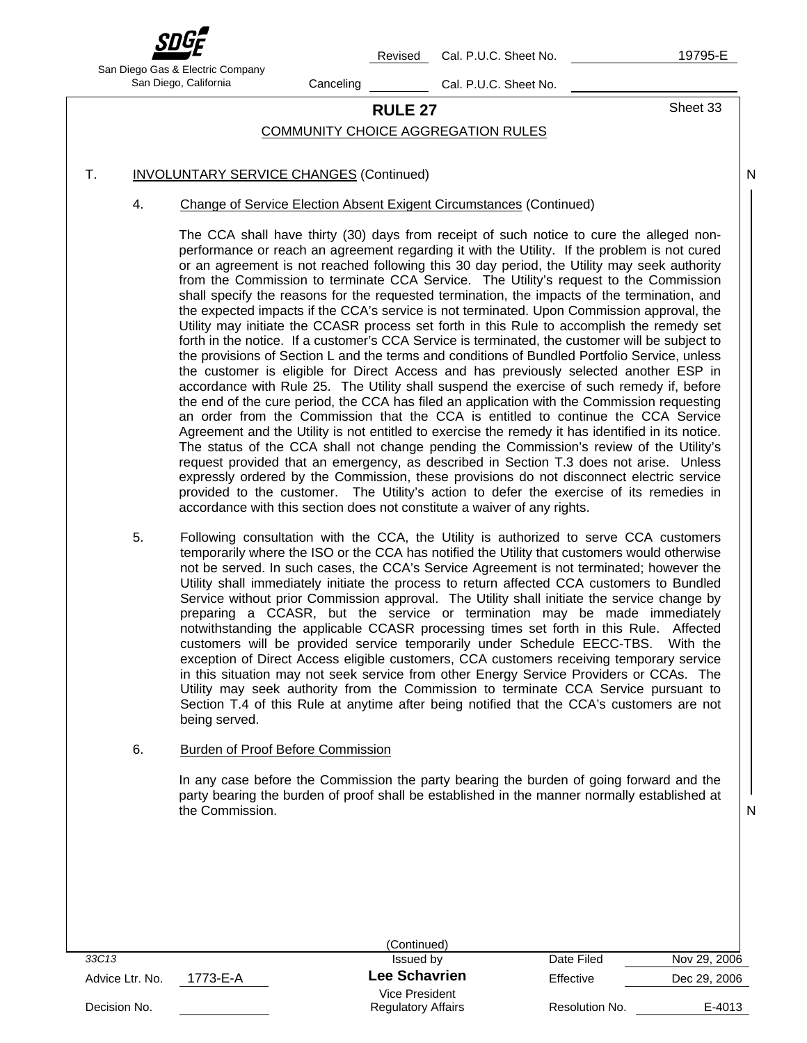## RULE 27

### COMMUNITY CHOICE AGGREGATION RULES

T. INVOLUNTARY SERVICE CHANGES (Continued)

4. Change of Service Election Absent Exigent Circumstances (Continued)

The CCA shall have thirty (30) days from receipt of such notice to cure the alleged non-performance or reach an agreement regarding it with the Utility. If the problem is not cured or an agreement is not reached following this 30 day period, the Utility may seek authority from the Commission to terminate CCA Service. The Utility's request to the Commission shall specify the reasons for the requested termination, the impacts of the termination, and the expected impacts if the CCA's service is not terminated. Upon Commission approval, the Utility may initiate the CCASR process set forth in this Rule to accomplish the remedy set forth in the notice. If a customer's CCA Service is terminated, the customer will be subject to the provisions of Section L and the terms and conditions of Bundled Portfolio Service, unless the customer is eligible for Direct Access and has previously selected another ESP in accordance with Rule 25. The Utility shall suspend the exercise of such remedy if, before the end of the cure period, the CCA has filed an application with the Commission requesting an order from the Commission that the CCA is entitled to continue the CCA Service Agreement and the Utility is not entitled to exercise the remedy it has identified in its notice. The status of the CCA shall not change pending the Commission's review of the Utility's request provided that an emergency, as described in Section T.3 does not arise. Unless expressly ordered by the Commission, these provisions do not disconnect electric service provided to the customer. The Utility's action to defer the exercise of its remedies in accordance with this section does not constitute a waiver of any rights.

5. Following consultation with the CCA, the Utility is authorized to serve CCA customers temporarily where the ISO or the CCA has notified the Utility that customers would otherwise not be served. In such cases, the CCA's Service Agreement is not terminated; however the Utility shall immediately initiate the process to return affected CCA customers to Bundled Service without prior Commission approval. The Utility shall initiate the service change by preparing a CCASR, but the service or termination may be made immediately notwithstanding the applicable CCASR processing times set forth in this Rule. Affected customers will be provided service temporarily under Schedule EECC-TBS. With the exception of Direct Access eligible customers, CCA customers receiving temporary service in this situation may not seek service from other Energy Service Providers or CCAs. The Utility may seek authority from the Commission to terminate CCA Service pursuant to Section T.4 of this Rule at anytime after being notified that the CCA's customers are not being served.

6. Burden of Proof Before Commission

In any case before the Commission the party bearing the burden of going forward and the party bearing the burden of proof shall be established in the manner normally established at the Commission.

(Continued)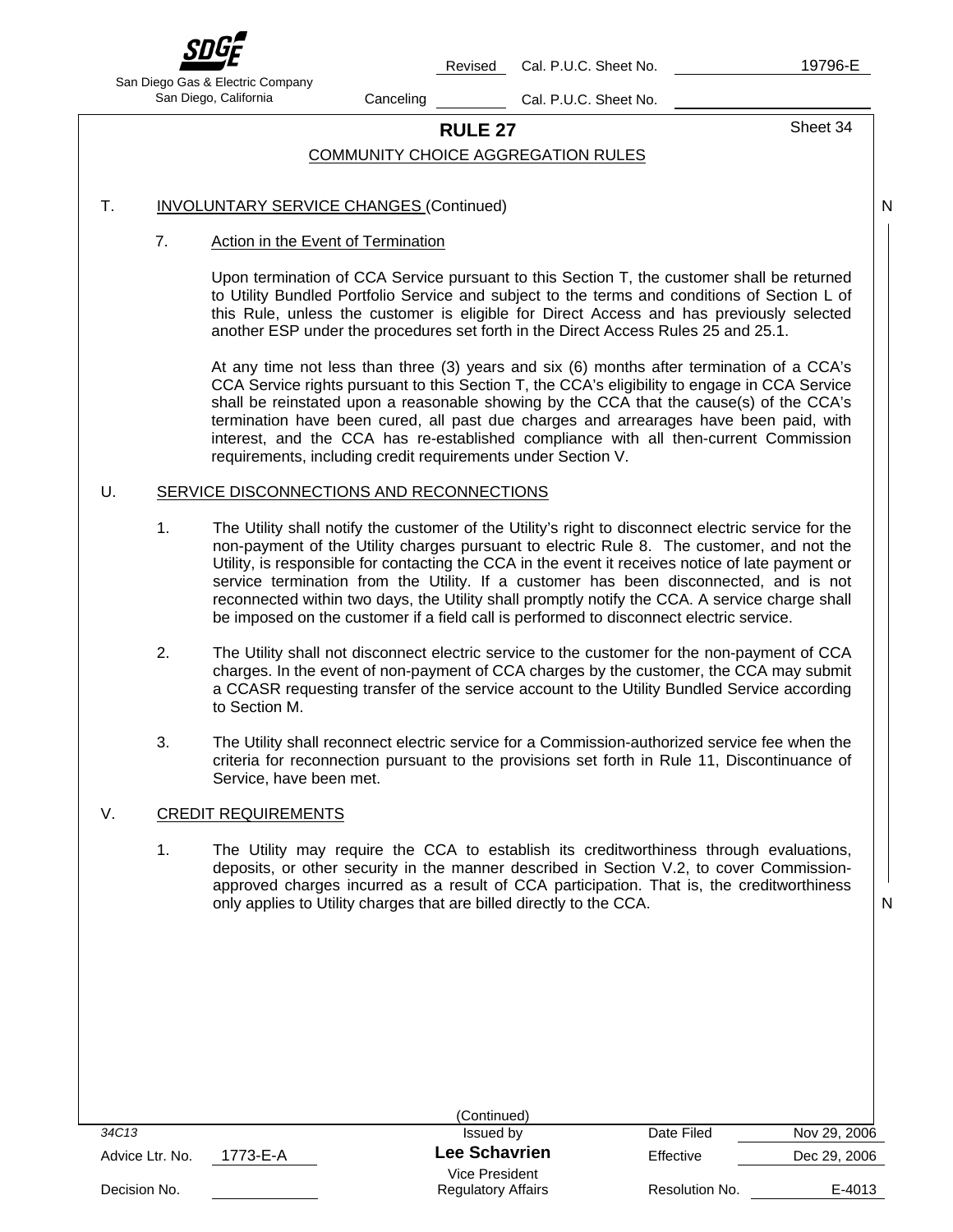# RULE 27

## COMMUNITY CHOICE AGGREGATION RULES

T. INVOLUNTARY SERVICE CHANGES (Continued)

7. Action in the Event of Termination

Upon termination of CCA Service pursuant to this Section T, the customer shall be returned to Utility Bundled Portfolio Service and subject to the terms and conditions of Section L of this Rule, unless the customer is eligible for Direct Access and has previously selected another ESP under the procedures set forth in the Direct Access Rules 25 and 25.1.

At any time not less than three (3) years and six (6) months after termination of a CCA's CCA Service rights pursuant to this Section T, the CCA's eligibility to engage in CCA Service shall be reinstated upon a reasonable showing by the CCA that the cause(s) of the CCA's termination have been cured, all past due charges and arrearages have been paid, with interest, and the CCA has re-established compliance with all then-current Commission requirements, including credit requirements under Section V.

U. SERVICE DISCONNECTIONS AND RECONNECTIONS

1. The Utility shall notify the customer of the Utility's right to disconnect electric service for the non-payment of the Utility charges pursuant to electric Rule 8. The customer, and not the Utility, is responsible for contacting the CCA in the event it receives notice of late payment or service termination from the Utility. If a customer has been disconnected, and is not reconnected within two days, the Utility shall promptly notify the CCA. A service charge shall be imposed on the customer if a field call is performed to disconnect electric service.

2. The Utility shall not disconnect electric service to the customer for the non-payment of CCA charges. In the event of non-payment of CCA charges by the customer, the CCA may submit a CCASR requesting transfer of the service account to the Utility Bundled Service according to Section M.

3. The Utility shall reconnect electric service for a Commission-authorized service fee when the criteria for reconnection pursuant to the provisions set forth in Rule 11, Discontinuance of Service, have been met.

V. CREDIT REQUIREMENTS

1. The Utility may require the CCA to establish its creditworthiness through evaluations, deposits, or other security in the manner described in Section V.2, to cover Commission-approved charges incurred as a result of CCA participation. That is, the creditworthiness only applies to Utility charges that are billed directly to the CCA.

(Continued)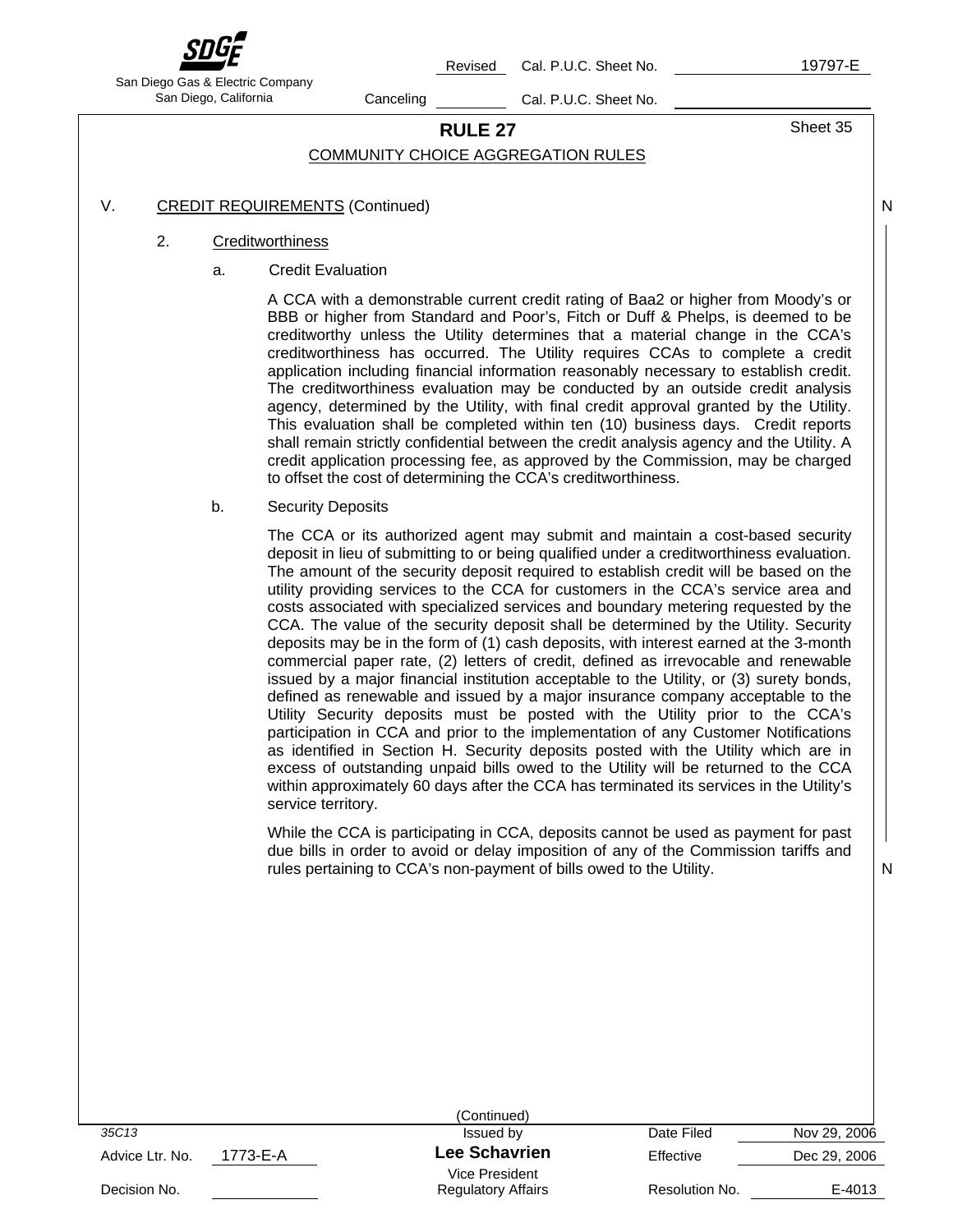## RULE 27

COMMUNITY CHOICE AGGREGATION RULES

V. CREDIT REQUIREMENTS (Continued)

2. Creditworthiness

a. Credit Evaluation

A CCA with a demonstrable current credit rating of Baa2 or higher from Moody's or BBB or higher from Standard and Poor's, Fitch or Duff & Phelps, is deemed to be creditworthy unless the Utility determines that a material change in the CCA's creditworthiness has occurred. The Utility requires CCAs to complete a credit application including financial information reasonably necessary to establish credit. The creditworthiness evaluation may be conducted by an outside credit analysis agency, determined by the Utility, with final credit approval granted by the Utility. This evaluation shall be completed within ten (10) business days. Credit reports shall remain strictly confidential between the credit analysis agency and the Utility. A credit application processing fee, as approved by the Commission, may be charged to offset the cost of determining the CCA's creditworthiness.

b. Security Deposits

The CCA or its authorized agent may submit and maintain a cost-based security deposit in lieu of submitting to or being qualified under a creditworthiness evaluation. The amount of the security deposit required to establish credit will be based on the utility providing services to the CCA for customers in the CCA's service area and costs associated with specialized services and boundary metering requested by the CCA. The value of the security deposit shall be determined by the Utility. Security deposits may be in the form of (1) cash deposits, with interest earned at the 3-month commercial paper rate, (2) letters of credit, defined as irrevocable and renewable issued by a major financial institution acceptable to the Utility, or (3) surety bonds, defined as renewable and issued by a major insurance company acceptable to the Utility Security deposits must be posted with the Utility prior to the CCA's participation in CCA and prior to the implementation of any Customer Notifications as identified in Section H. Security deposits posted with the Utility which are in excess of outstanding unpaid bills owed to the Utility will be returned to the CCA within approximately 60 days after the CCA has terminated its services in the Utility's service territory.

While the CCA is participating in CCA, deposits cannot be used as payment for past due bills in order to avoid or delay imposition of any of the Commission tariffs and rules pertaining to CCA's non-payment of bills owed to the Utility.

(Continued)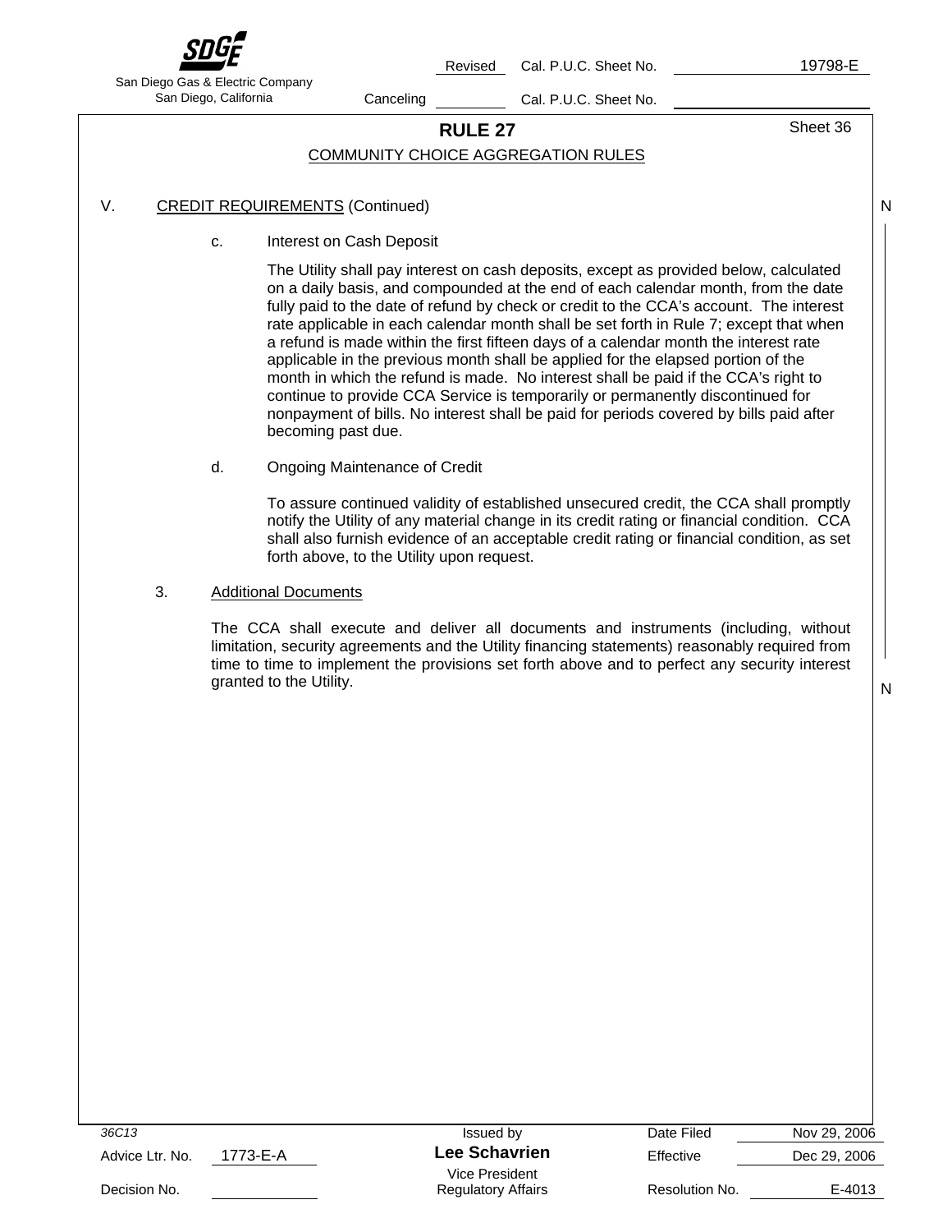## RULE 27

### COMMUNITY CHOICE AGGREGATION RULES

V. CREDIT REQUIREMENTS (Continued)

c. Interest on Cash Deposit

The Utility shall pay interest on cash deposits, except as provided below, calculated on a daily basis, and compounded at the end of each calendar month, from the date fully paid to the date of refund by check or credit to the CCA's account. The interest rate applicable in each calendar month shall be set forth in Rule 7; except that when a refund is made within the first fifteen days of a calendar month the interest rate applicable in the previous month shall be applied for the elapsed portion of the month in which the refund is made. No interest shall be paid if the CCA's right to continue to provide CCA Service is temporarily or permanently discontinued for nonpayment of bills. No interest shall be paid for periods covered by bills paid after becoming past due.

d. Ongoing Maintenance of Credit

To assure continued validity of established unsecured credit, the CCA shall promptly notify the Utility of any material change in its credit rating or financial condition. CCA shall also furnish evidence of an acceptable credit rating or financial condition, as set forth above, to the Utility upon request.

3. Additional Documents

The CCA shall execute and deliver all documents and instruments (including, without limitation, security agreements and the Utility financing statements) reasonably required from time to time to implement the provisions set forth above and to perfect any security interest granted to the Utility.